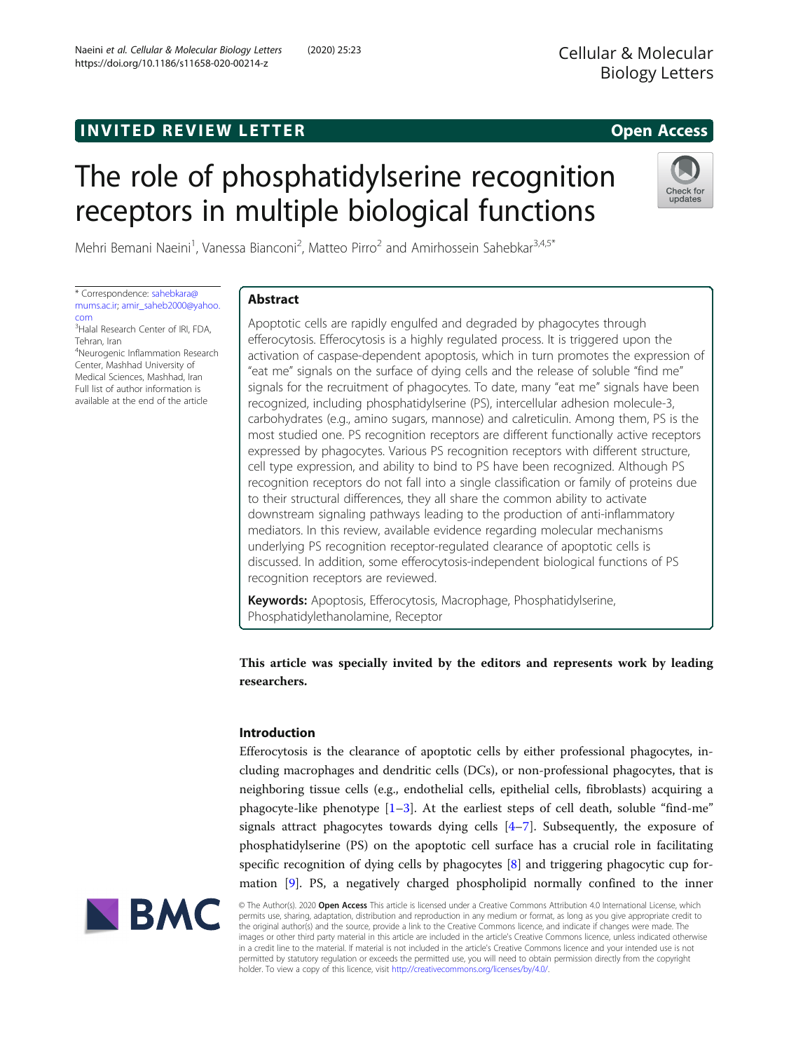INVITED REVIEW LETTER

Open Access

# The role of phosphatidylserine recognition receptors in multiple biological functions

Mehri Bemani Naeini[1], Vanessa Bianconi[2], Matteo Pirro[2] and Amirhossein Sahebkar[3,4,5*]

\* Correspondence: sahebkara@mums.ac.ir; amir_saheb2000@yahoo.com
[3]Halal Research Center of IRI, FDA, Tehran, Iran
[4]Neurogenic Inflammation Research Center, Mashhad University of Medical Sciences, Mashhad, Iran
Full list of author information is available at the end of the article

## Abstract

Apoptotic cells are rapidly engulfed and degraded by phagocytes through efferocytosis. Efferocytosis is a highly regulated process. It is triggered upon the activation of caspase-dependent apoptosis, which in turn promotes the expression of "eat me" signals on the surface of dying cells and the release of soluble "find me" signals for the recruitment of phagocytes. To date, many "eat me" signals have been recognized, including phosphatidylserine (PS), intercellular adhesion molecule-3, carbohydrates (e.g., amino sugars, mannose) and calreticulin. Among them, PS is the most studied one. PS recognition receptors are different functionally active receptors expressed by phagocytes. Various PS recognition receptors with different structure, cell type expression, and ability to bind to PS have been recognized. Although PS recognition receptors do not fall into a single classification or family of proteins due to their structural differences, they all share the common ability to activate downstream signaling pathways leading to the production of anti-inflammatory mediators. In this review, available evidence regarding molecular mechanisms underlying PS recognition receptor-regulated clearance of apoptotic cells is discussed. In addition, some efferocytosis-independent biological functions of PS recognition receptors are reviewed.

**Keywords:** Apoptosis, Efferocytosis, Macrophage, Phosphatidylserine, Phosphatidylethanolamine, Receptor

**This article was specially invited by the editors and represents work by leading researchers.**

## Introduction

Efferocytosis is the clearance of apoptotic cells by either professional phagocytes, including macrophages and dendritic cells (DCs), or non-professional phagocytes, that is neighboring tissue cells (e.g., endothelial cells, epithelial cells, fibroblasts) acquiring a phagocyte-like phenotype [1–3]. At the earliest steps of cell death, soluble "find-me" signals attract phagocytes towards dying cells [4–7]. Subsequently, the exposure of phosphatidylserine (PS) on the apoptotic cell surface has a crucial role in facilitating specific recognition of dying cells by phagocytes [8] and triggering phagocytic cup formation [9]. PS, a negatively charged phospholipid normally confined to the inner

© The Author(s). 2020 **Open Access** This article is licensed under a Creative Commons Attribution 4.0 International License, which permits use, sharing, adaptation, distribution and reproduction in any medium or format, as long as you give appropriate credit to the original author(s) and the source, provide a link to the Creative Commons licence, and indicate if changes were made. The images or other third party material in this article are included in the article's Creative Commons licence, unless indicated otherwise in a credit line to the material. If material is not included in the article's Creative Commons licence and your intended use is not permitted by statutory regulation or exceeds the permitted use, you will need to obtain permission directly from the copyright holder. To view a copy of this licence, visit http://creativecommons.org/licenses/by/4.0/.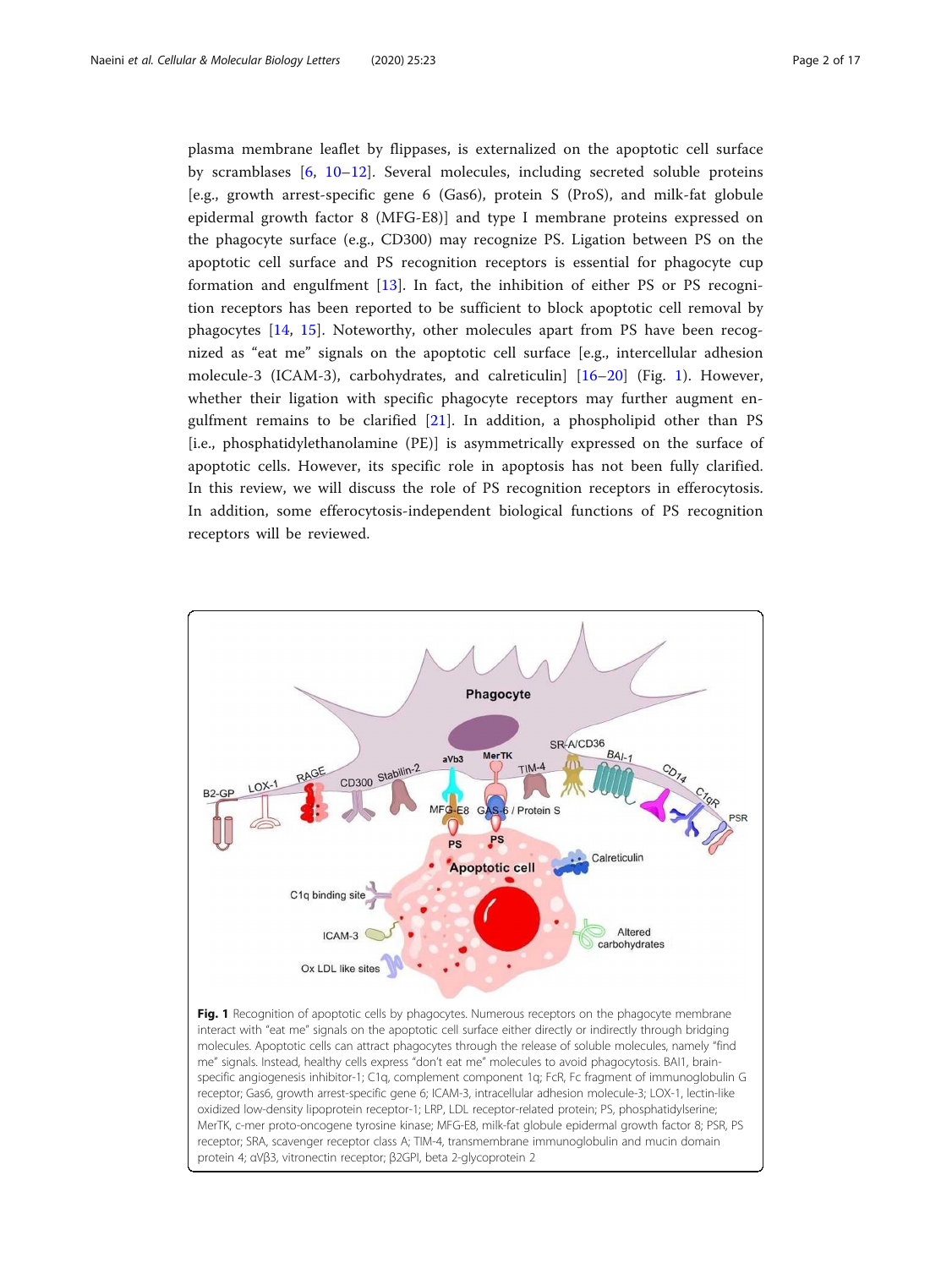plasma membrane leaflet by flippases, is externalized on the apoptotic cell surface by scramblases [6, 10–12]. Several molecules, including secreted soluble proteins [e.g., growth arrest-specific gene 6 (Gas6), protein S (ProS), and milk-fat globule epidermal growth factor 8 (MFG-E8)] and type I membrane proteins expressed on the phagocyte surface (e.g., CD300) may recognize PS. Ligation between PS on the apoptotic cell surface and PS recognition receptors is essential for phagocyte cup formation and engulfment [13]. In fact, the inhibition of either PS or PS recognition receptors has been reported to be sufficient to block apoptotic cell removal by phagocytes [14, 15]. Noteworthy, other molecules apart from PS have been recognized as "eat me" signals on the apoptotic cell surface [e.g., intercellular adhesion molecule-3 (ICAM-3), carbohydrates, and calreticulin] [16–20] (Fig. 1). However, whether their ligation with specific phagocyte receptors may further augment engulfment remains to be clarified [21]. In addition, a phospholipid other than PS [i.e., phosphatidylethanolamine (PE)] is asymmetrically expressed on the surface of apoptotic cells. However, its specific role in apoptosis has not been fully clarified. In this review, we will discuss the role of PS recognition receptors in efferocytosis. In addition, some efferocytosis-independent biological functions of PS recognition receptors will be reviewed.

Phagocyte
B2-GP
LOX-1
RAGE
CD300
Stabilin-2
aVb3
MerTK
TIM-4
SR-A/CD36
BAI-1
CD14
C1qR
PSR
MFG-E8
GAS 6 / Protein S
PS
PS
Apoptotic cell
Calreticulin
C1q binding site
ICAM-3
Altered carbohydrates
Ox LDL like sites

**Fig. 1** Recognition of apoptotic cells by phagocytes. Numerous receptors on the phagocyte membrane interact with "eat me" signals on the apoptotic cell surface either directly or indirectly through bridging molecules. Apoptotic cells can attract phagocytes through the release of soluble molecules, namely "find me" signals. Instead, healthy cells express "don't eat me" molecules to avoid phagocytosis. BAI1, brain-specific angiogenesis inhibitor-1; C1q, complement component 1q; FcR, Fc fragment of immunoglobulin G receptor; Gas6, growth arrest-specific gene 6; ICAM-3, intracellular adhesion molecule-3; LOX-1, lectin-like oxidized low-density lipoprotein receptor-1; LRP, LDL receptor-related protein; PS, phosphatidylserine; MerTK, c-mer proto-oncogene tyrosine kinase; MFG-E8, milk-fat globule epidermal growth factor 8; PSR, PS receptor; SRA, scavenger receptor class A; TIM-4, transmembrane immunoglobulin and mucin domain protein 4; αVβ3, vitronectin receptor; β2GPI, beta 2-glycoprotein 2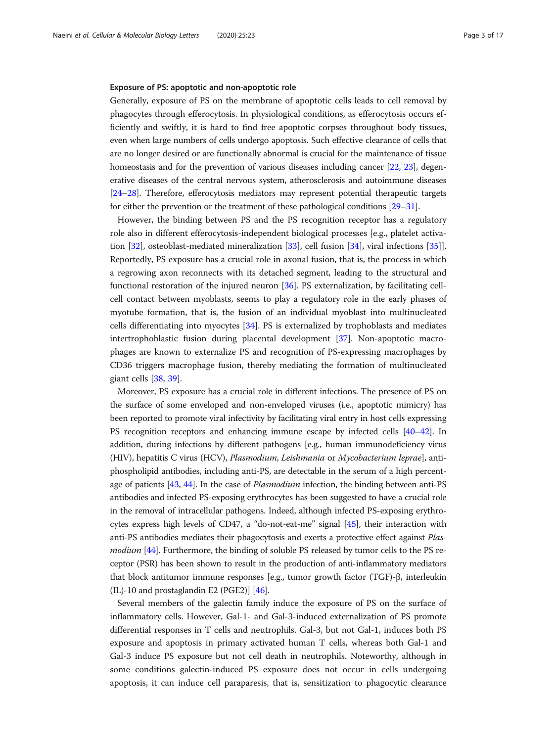### Exposure of PS: apoptotic and non-apoptotic role

Generally, exposure of PS on the membrane of apoptotic cells leads to cell removal by phagocytes through efferocytosis. In physiological conditions, as efferocytosis occurs efficiently and swiftly, it is hard to find free apoptotic corpses throughout body tissues, even when large numbers of cells undergo apoptosis. Such effective clearance of cells that are no longer desired or are functionally abnormal is crucial for the maintenance of tissue homeostasis and for the prevention of various diseases including cancer [22, 23], degenerative diseases of the central nervous system, atherosclerosis and autoimmune diseases [24–28]. Therefore, efferocytosis mediators may represent potential therapeutic targets for either the prevention or the treatment of these pathological conditions [29–31].

However, the binding between PS and the PS recognition receptor has a regulatory role also in different efferocytosis-independent biological processes [e.g., platelet activation [32], osteoblast-mediated mineralization [33], cell fusion [34], viral infections [35]]. Reportedly, PS exposure has a crucial role in axonal fusion, that is, the process in which a regrowing axon reconnects with its detached segment, leading to the structural and functional restoration of the injured neuron [36]. PS externalization, by facilitating cell-cell contact between myoblasts, seems to play a regulatory role in the early phases of myotube formation, that is, the fusion of an individual myoblast into multinucleated cells differentiating into myocytes [34]. PS is externalized by trophoblasts and mediates intertrophoblastic fusion during placental development [37]. Non-apoptotic macrophages are known to externalize PS and recognition of PS-expressing macrophages by CD36 triggers macrophage fusion, thereby mediating the formation of multinucleated giant cells [38, 39].

Moreover, PS exposure has a crucial role in different infections. The presence of PS on the surface of some enveloped and non-enveloped viruses (i.e., apoptotic mimicry) has been reported to promote viral infectivity by facilitating viral entry in host cells expressing PS recognition receptors and enhancing immune escape by infected cells [40–42]. In addition, during infections by different pathogens [e.g., human immunodeficiency virus (HIV), hepatitis C virus (HCV), *Plasmodium*, *Leishmania* or *Mycobacterium leprae*], antiphospholipid antibodies, including anti-PS, are detectable in the serum of a high percentage of patients [43, 44]. In the case of *Plasmodium* infection, the binding between anti-PS antibodies and infected PS-exposing erythrocytes has been suggested to have a crucial role in the removal of intracellular pathogens. Indeed, although infected PS-exposing erythrocytes express high levels of CD47, a "do-not-eat-me" signal [45], their interaction with anti-PS antibodies mediates their phagocytosis and exerts a protective effect against *Plasmodium* [44]. Furthermore, the binding of soluble PS released by tumor cells to the PS receptor (PSR) has been shown to result in the production of anti-inflammatory mediators that block antitumor immune responses [e.g., tumor growth factor (TGF)-β, interleukin (IL)-10 and prostaglandin E2 (PGE2)] [46].

Several members of the galectin family induce the exposure of PS on the surface of inflammatory cells. However, Gal-1- and Gal-3-induced externalization of PS promote differential responses in T cells and neutrophils. Gal-3, but not Gal-1, induces both PS exposure and apoptosis in primary activated human T cells, whereas both Gal-1 and Gal-3 induce PS exposure but not cell death in neutrophils. Noteworthy, although in some conditions galectin-induced PS exposure does not occur in cells undergoing apoptosis, it can induce cell paraparesis, that is, sensitization to phagocytic clearance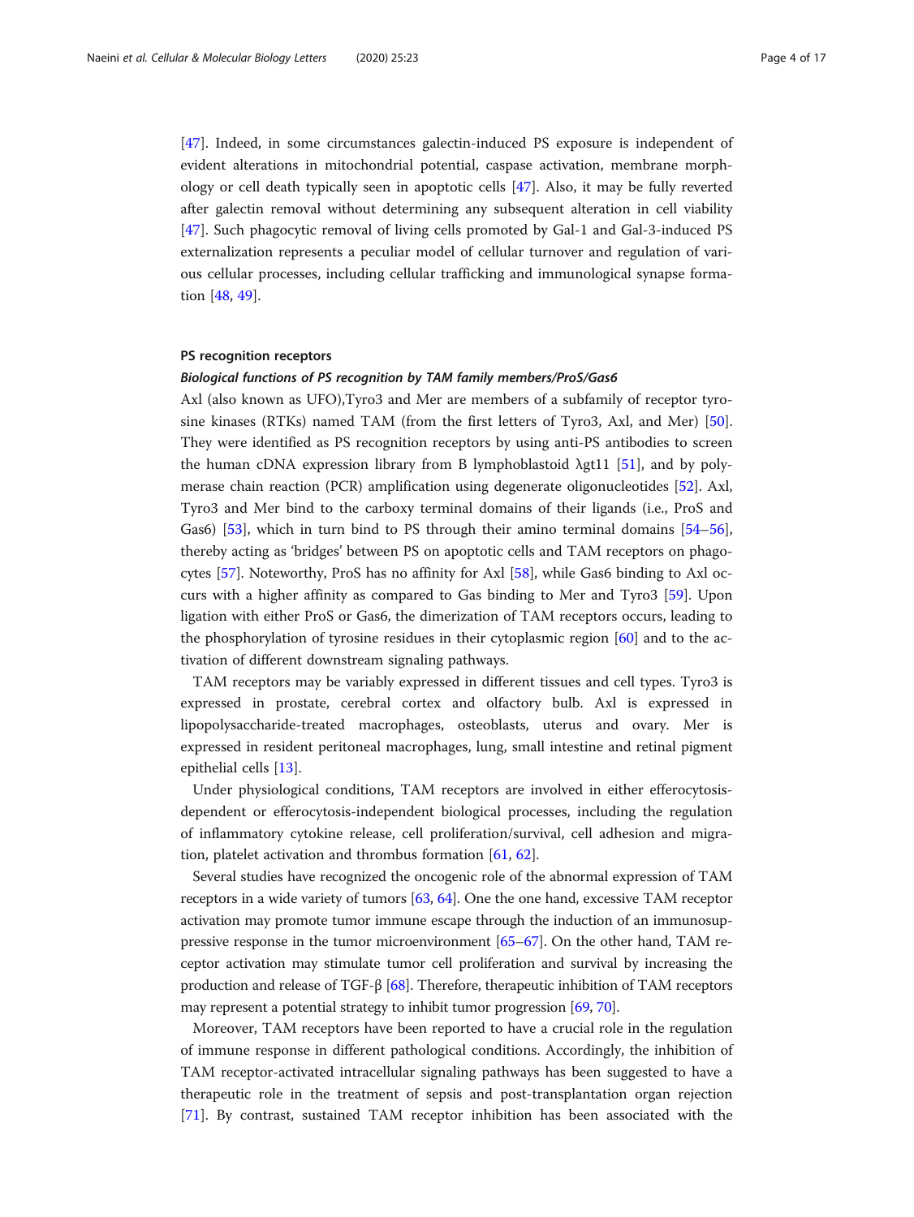[47]. Indeed, in some circumstances galectin-induced PS exposure is independent of evident alterations in mitochondrial potential, caspase activation, membrane morphology or cell death typically seen in apoptotic cells [47]. Also, it may be fully reverted after galectin removal without determining any subsequent alteration in cell viability [47]. Such phagocytic removal of living cells promoted by Gal-1 and Gal-3-induced PS externalization represents a peculiar model of cellular turnover and regulation of various cellular processes, including cellular trafficking and immunological synapse formation [48, 49].

## PS recognition receptors

### *Biological functions of PS recognition by TAM family members/ProS/Gas6*

Axl (also known as UFO),Tyro3 and Mer are members of a subfamily of receptor tyrosine kinases (RTKs) named TAM (from the first letters of Tyro3, Axl, and Mer) [50]. They were identified as PS recognition receptors by using anti-PS antibodies to screen the human cDNA expression library from B lymphoblastoid λgt11 [51], and by polymerase chain reaction (PCR) amplification using degenerate oligonucleotides [52]. Axl, Tyro3 and Mer bind to the carboxy terminal domains of their ligands (i.e., ProS and Gas6) [53], which in turn bind to PS through their amino terminal domains [54–56], thereby acting as 'bridges' between PS on apoptotic cells and TAM receptors on phagocytes [57]. Noteworthy, ProS has no affinity for Axl [58], while Gas6 binding to Axl occurs with a higher affinity as compared to Gas binding to Mer and Tyro3 [59]. Upon ligation with either ProS or Gas6, the dimerization of TAM receptors occurs, leading to the phosphorylation of tyrosine residues in their cytoplasmic region [60] and to the activation of different downstream signaling pathways.

TAM receptors may be variably expressed in different tissues and cell types. Tyro3 is expressed in prostate, cerebral cortex and olfactory bulb. Axl is expressed in lipopolysaccharide-treated macrophages, osteoblasts, uterus and ovary. Mer is expressed in resident peritoneal macrophages, lung, small intestine and retinal pigment epithelial cells [13].

Under physiological conditions, TAM receptors are involved in either efferocytosis-dependent or efferocytosis-independent biological processes, including the regulation of inflammatory cytokine release, cell proliferation/survival, cell adhesion and migration, platelet activation and thrombus formation [61, 62].

Several studies have recognized the oncogenic role of the abnormal expression of TAM receptors in a wide variety of tumors [63, 64]. One the one hand, excessive TAM receptor activation may promote tumor immune escape through the induction of an immunosuppressive response in the tumor microenvironment [65–67]. On the other hand, TAM receptor activation may stimulate tumor cell proliferation and survival by increasing the production and release of TGF-β [68]. Therefore, therapeutic inhibition of TAM receptors may represent a potential strategy to inhibit tumor progression [69, 70].

Moreover, TAM receptors have been reported to have a crucial role in the regulation of immune response in different pathological conditions. Accordingly, the inhibition of TAM receptor-activated intracellular signaling pathways has been suggested to have a therapeutic role in the treatment of sepsis and post-transplantation organ rejection [71]. By contrast, sustained TAM receptor inhibition has been associated with the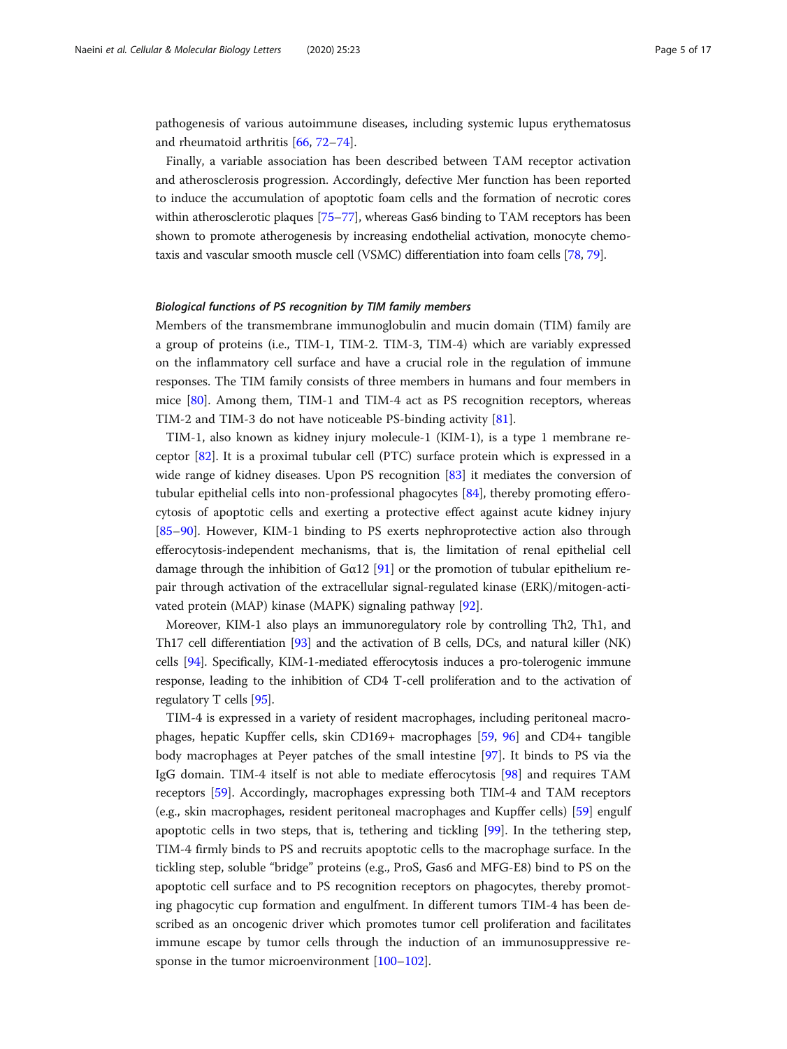pathogenesis of various autoimmune diseases, including systemic lupus erythematosus and rheumatoid arthritis [66, 72–74].

Finally, a variable association has been described between TAM receptor activation and atherosclerosis progression. Accordingly, defective Mer function has been reported to induce the accumulation of apoptotic foam cells and the formation of necrotic cores within atherosclerotic plaques [75–77], whereas Gas6 binding to TAM receptors has been shown to promote atherogenesis by increasing endothelial activation, monocyte chemotaxis and vascular smooth muscle cell (VSMC) differentiation into foam cells [78, 79].

### *Biological functions of PS recognition by TIM family members*

Members of the transmembrane immunoglobulin and mucin domain (TIM) family are a group of proteins (i.e., TIM-1, TIM-2. TIM-3, TIM-4) which are variably expressed on the inflammatory cell surface and have a crucial role in the regulation of immune responses. The TIM family consists of three members in humans and four members in mice [80]. Among them, TIM-1 and TIM-4 act as PS recognition receptors, whereas TIM-2 and TIM-3 do not have noticeable PS-binding activity [81].

TIM-1, also known as kidney injury molecule-1 (KIM-1), is a type 1 membrane receptor [82]. It is a proximal tubular cell (PTC) surface protein which is expressed in a wide range of kidney diseases. Upon PS recognition [83] it mediates the conversion of tubular epithelial cells into non-professional phagocytes [84], thereby promoting efferocytosis of apoptotic cells and exerting a protective effect against acute kidney injury [85–90]. However, KIM-1 binding to PS exerts nephroprotective action also through efferocytosis-independent mechanisms, that is, the limitation of renal epithelial cell damage through the inhibition of Gα12 [91] or the promotion of tubular epithelium repair through activation of the extracellular signal-regulated kinase (ERK)/mitogen-activated protein (MAP) kinase (MAPK) signaling pathway [92].

Moreover, KIM-1 also plays an immunoregulatory role by controlling Th2, Th1, and Th17 cell differentiation [93] and the activation of B cells, DCs, and natural killer (NK) cells [94]. Specifically, KIM-1-mediated efferocytosis induces a pro-tolerogenic immune response, leading to the inhibition of CD4 T-cell proliferation and to the activation of regulatory T cells [95].

TIM-4 is expressed in a variety of resident macrophages, including peritoneal macrophages, hepatic Kupffer cells, skin CD169+ macrophages [59, 96] and CD4+ tangible body macrophages at Peyer patches of the small intestine [97]. It binds to PS via the IgG domain. TIM-4 itself is not able to mediate efferocytosis [98] and requires TAM receptors [59]. Accordingly, macrophages expressing both TIM-4 and TAM receptors (e.g., skin macrophages, resident peritoneal macrophages and Kupffer cells) [59] engulf apoptotic cells in two steps, that is, tethering and tickling [99]. In the tethering step, TIM-4 firmly binds to PS and recruits apoptotic cells to the macrophage surface. In the tickling step, soluble "bridge" proteins (e.g., ProS, Gas6 and MFG-E8) bind to PS on the apoptotic cell surface and to PS recognition receptors on phagocytes, thereby promoting phagocytic cup formation and engulfment. In different tumors TIM-4 has been described as an oncogenic driver which promotes tumor cell proliferation and facilitates immune escape by tumor cells through the induction of an immunosuppressive response in the tumor microenvironment [100–102].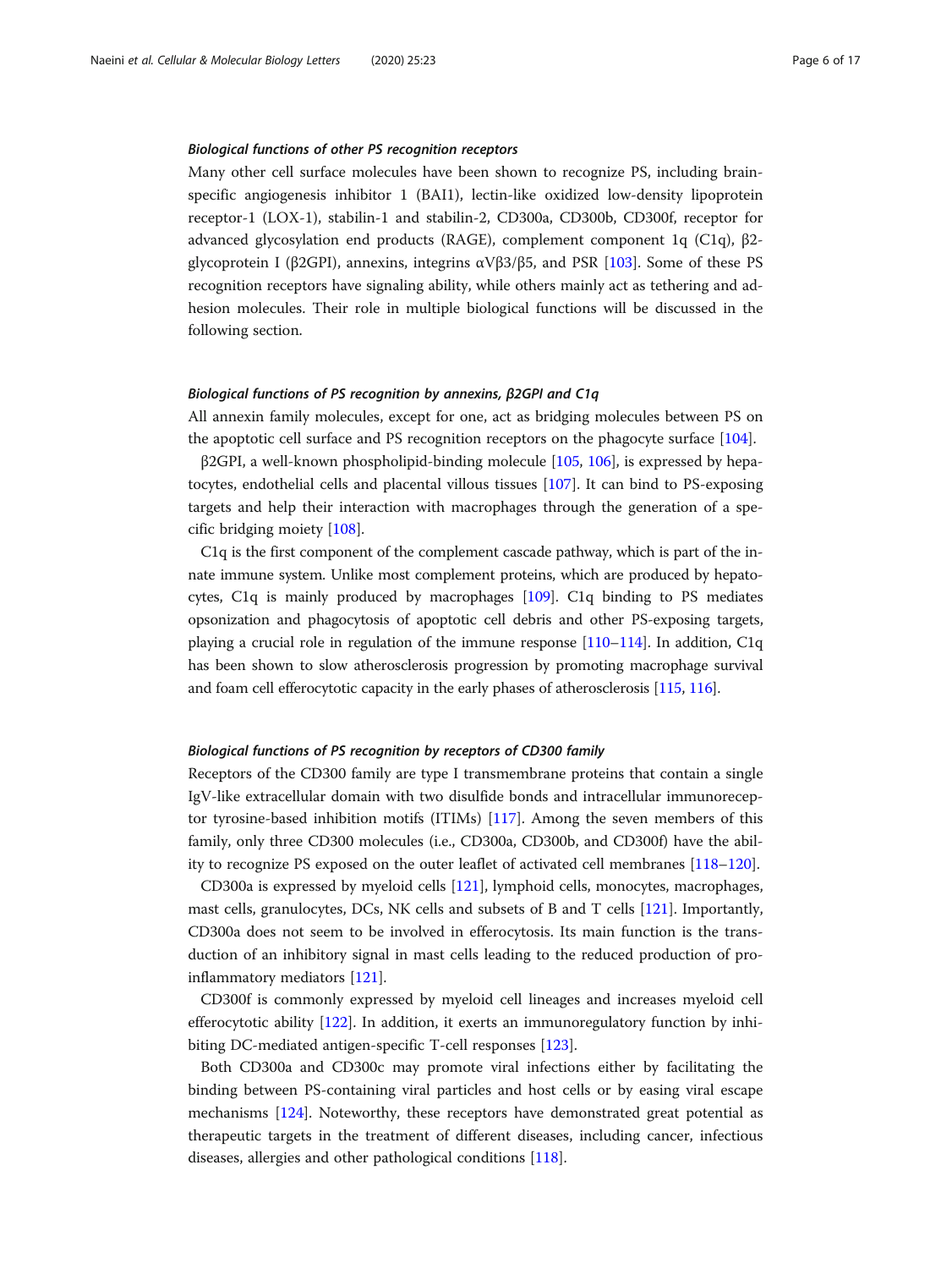#### *Biological functions of other PS recognition receptors*

Many other cell surface molecules have been shown to recognize PS, including brain-specific angiogenesis inhibitor 1 (BAI1), lectin-like oxidized low-density lipoprotein receptor-1 (LOX-1), stabilin-1 and stabilin-2, CD300a, CD300b, CD300f, receptor for advanced glycosylation end products (RAGE), complement component 1q (C1q), β2-glycoprotein I (β2GPI), annexins, integrins αVβ3/β5, and PSR [103]. Some of these PS recognition receptors have signaling ability, while others mainly act as tethering and adhesion molecules. Their role in multiple biological functions will be discussed in the following section.

#### *Biological functions of PS recognition by annexins, β2GPI and C1q*

All annexin family molecules, except for one, act as bridging molecules between PS on the apoptotic cell surface and PS recognition receptors on the phagocyte surface [104].

β2GPI, a well-known phospholipid-binding molecule [105, 106], is expressed by hepatocytes, endothelial cells and placental villous tissues [107]. It can bind to PS-exposing targets and help their interaction with macrophages through the generation of a specific bridging moiety [108].

C1q is the first component of the complement cascade pathway, which is part of the innate immune system. Unlike most complement proteins, which are produced by hepatocytes, C1q is mainly produced by macrophages [109]. C1q binding to PS mediates opsonization and phagocytosis of apoptotic cell debris and other PS-exposing targets, playing a crucial role in regulation of the immune response [110–114]. In addition, C1q has been shown to slow atherosclerosis progression by promoting macrophage survival and foam cell efferocytotic capacity in the early phases of atherosclerosis [115, 116].

#### *Biological functions of PS recognition by receptors of CD300 family*

Receptors of the CD300 family are type I transmembrane proteins that contain a single IgV-like extracellular domain with two disulfide bonds and intracellular immunoreceptor tyrosine-based inhibition motifs (ITIMs) [117]. Among the seven members of this family, only three CD300 molecules (i.e., CD300a, CD300b, and CD300f) have the ability to recognize PS exposed on the outer leaflet of activated cell membranes [118–120].

CD300a is expressed by myeloid cells [121], lymphoid cells, monocytes, macrophages, mast cells, granulocytes, DCs, NK cells and subsets of B and T cells [121]. Importantly, CD300a does not seem to be involved in efferocytosis. Its main function is the transduction of an inhibitory signal in mast cells leading to the reduced production of pro-inflammatory mediators [121].

CD300f is commonly expressed by myeloid cell lineages and increases myeloid cell efferocytotic ability [122]. In addition, it exerts an immunoregulatory function by inhibiting DC-mediated antigen-specific T-cell responses [123].

Both CD300a and CD300c may promote viral infections either by facilitating the binding between PS-containing viral particles and host cells or by easing viral escape mechanisms [124]. Noteworthy, these receptors have demonstrated great potential as therapeutic targets in the treatment of different diseases, including cancer, infectious diseases, allergies and other pathological conditions [118].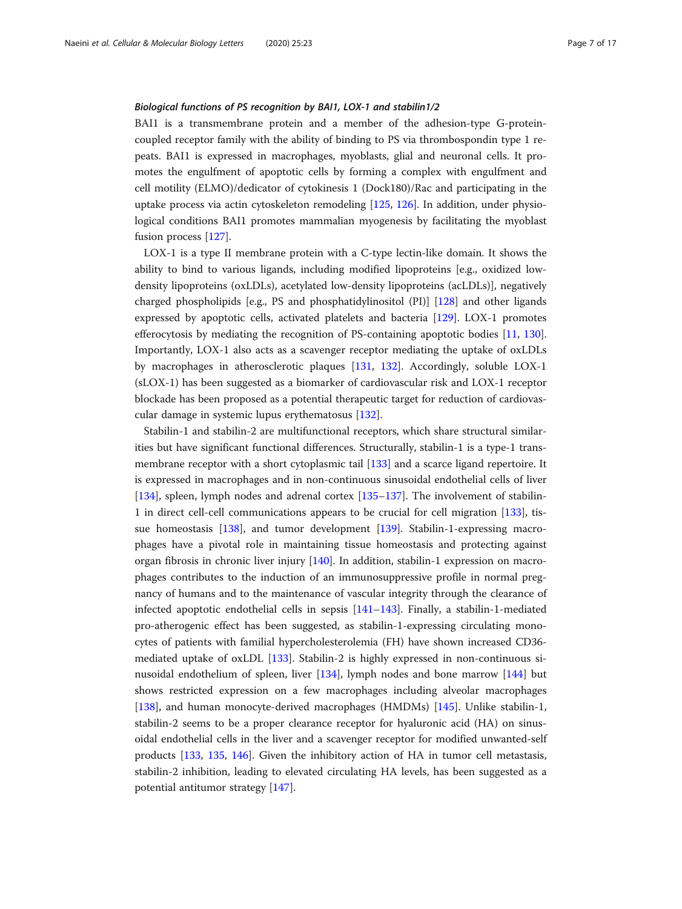#### *Biological functions of PS recognition by BAI1, LOX-1 and stabilin1/2*

BAI1 is a transmembrane protein and a member of the adhesion-type G-protein-coupled receptor family with the ability of binding to PS via thrombospondin type 1 repeats. BAI1 is expressed in macrophages, myoblasts, glial and neuronal cells. It promotes the engulfment of apoptotic cells by forming a complex with engulfment and cell motility (ELMO)/dedicator of cytokinesis 1 (Dock180)/Rac and participating in the uptake process via actin cytoskeleton remodeling [125, 126]. In addition, under physiological conditions BAI1 promotes mammalian myogenesis by facilitating the myoblast fusion process [127].

LOX-1 is a type II membrane protein with a C-type lectin-like domain. It shows the ability to bind to various ligands, including modified lipoproteins [e.g., oxidized low-density lipoproteins (oxLDLs), acetylated low-density lipoproteins (acLDLs)], negatively charged phospholipids [e.g., PS and phosphatidylinositol (PI)] [128] and other ligands expressed by apoptotic cells, activated platelets and bacteria [129]. LOX-1 promotes efferocytosis by mediating the recognition of PS-containing apoptotic bodies [11, 130]. Importantly, LOX-1 also acts as a scavenger receptor mediating the uptake of oxLDLs by macrophages in atherosclerotic plaques [131, 132]. Accordingly, soluble LOX-1 (sLOX-1) has been suggested as a biomarker of cardiovascular risk and LOX-1 receptor blockade has been proposed as a potential therapeutic target for reduction of cardiovascular damage in systemic lupus erythematosus [132].

Stabilin-1 and stabilin-2 are multifunctional receptors, which share structural similarities but have significant functional differences. Structurally, stabilin-1 is a type-1 transmembrane receptor with a short cytoplasmic tail [133] and a scarce ligand repertoire. It is expressed in macrophages and in non-continuous sinusoidal endothelial cells of liver [134], spleen, lymph nodes and adrenal cortex [135–137]. The involvement of stabilin-1 in direct cell-cell communications appears to be crucial for cell migration [133], tissue homeostasis [138], and tumor development [139]. Stabilin-1-expressing macrophages have a pivotal role in maintaining tissue homeostasis and protecting against organ fibrosis in chronic liver injury [140]. In addition, stabilin-1 expression on macrophages contributes to the induction of an immunosuppressive profile in normal pregnancy of humans and to the maintenance of vascular integrity through the clearance of infected apoptotic endothelial cells in sepsis [141–143]. Finally, a stabilin-1-mediated pro-atherogenic effect has been suggested, as stabilin-1-expressing circulating monocytes of patients with familial hypercholesterolemia (FH) have shown increased CD36-mediated uptake of oxLDL [133]. Stabilin-2 is highly expressed in non-continuous sinusoidal endothelium of spleen, liver [134], lymph nodes and bone marrow [144] but shows restricted expression on a few macrophages including alveolar macrophages [138], and human monocyte-derived macrophages (HMDMs) [145]. Unlike stabilin-1, stabilin-2 seems to be a proper clearance receptor for hyaluronic acid (HA) on sinusoidal endothelial cells in the liver and a scavenger receptor for modified unwanted-self products [133, 135, 146]. Given the inhibitory action of HA in tumor cell metastasis, stabilin-2 inhibition, leading to elevated circulating HA levels, has been suggested as a potential antitumor strategy [147].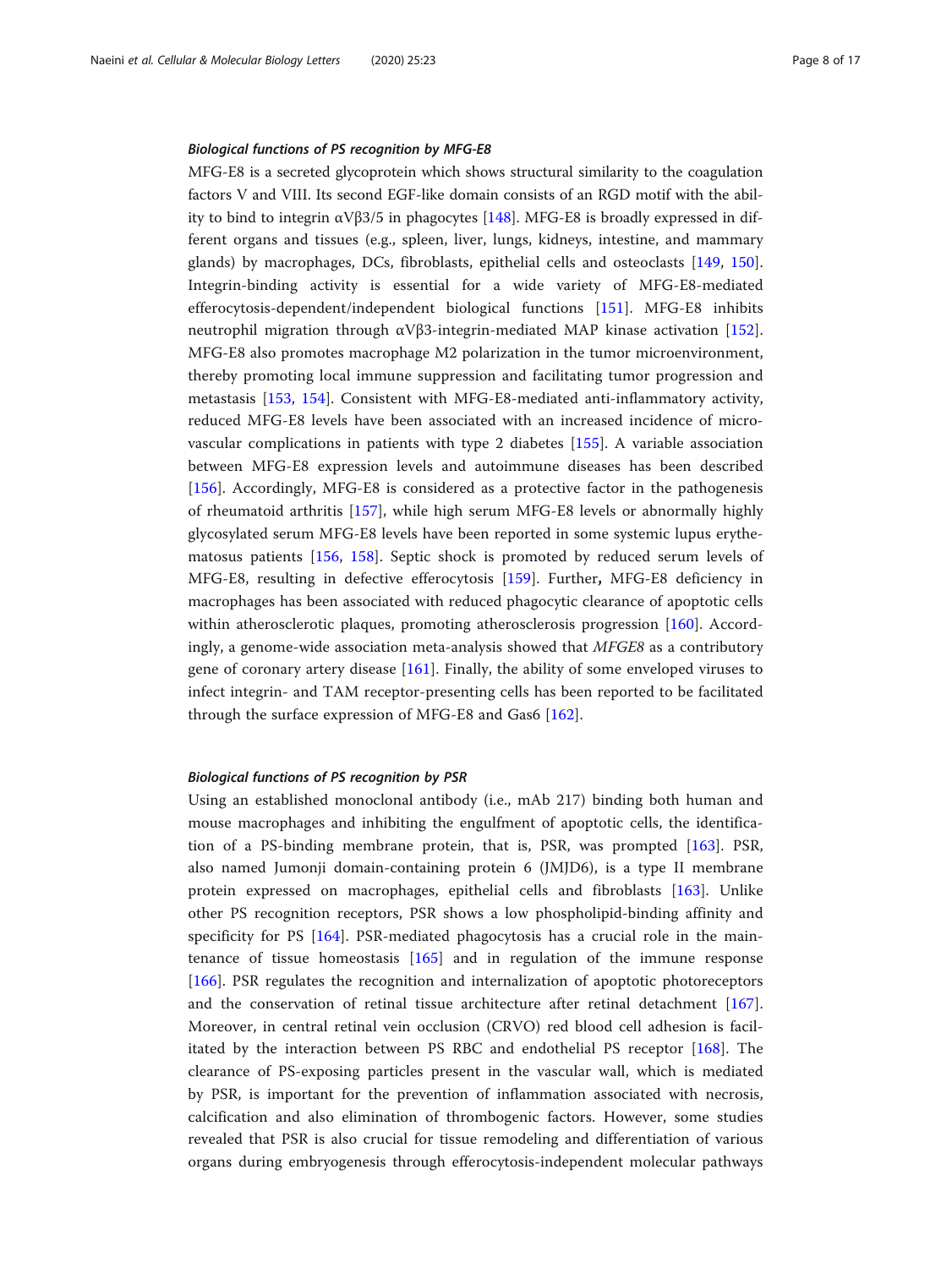#### *Biological functions of PS recognition by MFG-E8*

MFG-E8 is a secreted glycoprotein which shows structural similarity to the coagulation factors V and VIII. Its second EGF-like domain consists of an RGD motif with the ability to bind to integrin αVβ3/5 in phagocytes [148]. MFG-E8 is broadly expressed in different organs and tissues (e.g., spleen, liver, lungs, kidneys, intestine, and mammary glands) by macrophages, DCs, fibroblasts, epithelial cells and osteoclasts [149, 150]. Integrin-binding activity is essential for a wide variety of MFG-E8-mediated efferocytosis-dependent/independent biological functions [151]. MFG-E8 inhibits neutrophil migration through αVβ3-integrin-mediated MAP kinase activation [152]. MFG-E8 also promotes macrophage M2 polarization in the tumor microenvironment, thereby promoting local immune suppression and facilitating tumor progression and metastasis [153, 154]. Consistent with MFG-E8-mediated anti-inflammatory activity, reduced MFG-E8 levels have been associated with an increased incidence of microvascular complications in patients with type 2 diabetes [155]. A variable association between MFG-E8 expression levels and autoimmune diseases has been described [156]. Accordingly, MFG-E8 is considered as a protective factor in the pathogenesis of rheumatoid arthritis [157], while high serum MFG-E8 levels or abnormally highly glycosylated serum MFG-E8 levels have been reported in some systemic lupus erythematosus patients [156, 158]. Septic shock is promoted by reduced serum levels of MFG-E8, resulting in defective efferocytosis [159]. Further**,** MFG-E8 deficiency in macrophages has been associated with reduced phagocytic clearance of apoptotic cells within atherosclerotic plaques, promoting atherosclerosis progression [160]. Accordingly, a genome-wide association meta-analysis showed that *MFGE8* as a contributory gene of coronary artery disease [161]. Finally, the ability of some enveloped viruses to infect integrin- and TAM receptor-presenting cells has been reported to be facilitated through the surface expression of MFG-E8 and Gas6 [162].

#### *Biological functions of PS recognition by PSR*

Using an established monoclonal antibody (i.e., mAb 217) binding both human and mouse macrophages and inhibiting the engulfment of apoptotic cells, the identification of a PS-binding membrane protein, that is, PSR, was prompted [163]. PSR, also named Jumonji domain-containing protein 6 (JMJD6), is a type II membrane protein expressed on macrophages, epithelial cells and fibroblasts [163]. Unlike other PS recognition receptors, PSR shows a low phospholipid-binding affinity and specificity for PS [164]. PSR-mediated phagocytosis has a crucial role in the maintenance of tissue homeostasis [165] and in regulation of the immune response [166]. PSR regulates the recognition and internalization of apoptotic photoreceptors and the conservation of retinal tissue architecture after retinal detachment [167]. Moreover, in central retinal vein occlusion (CRVO) red blood cell adhesion is facilitated by the interaction between PS RBC and endothelial PS receptor [168]. The clearance of PS-exposing particles present in the vascular wall, which is mediated by PSR, is important for the prevention of inflammation associated with necrosis, calcification and also elimination of thrombogenic factors. However, some studies revealed that PSR is also crucial for tissue remodeling and differentiation of various organs during embryogenesis through efferocytosis-independent molecular pathways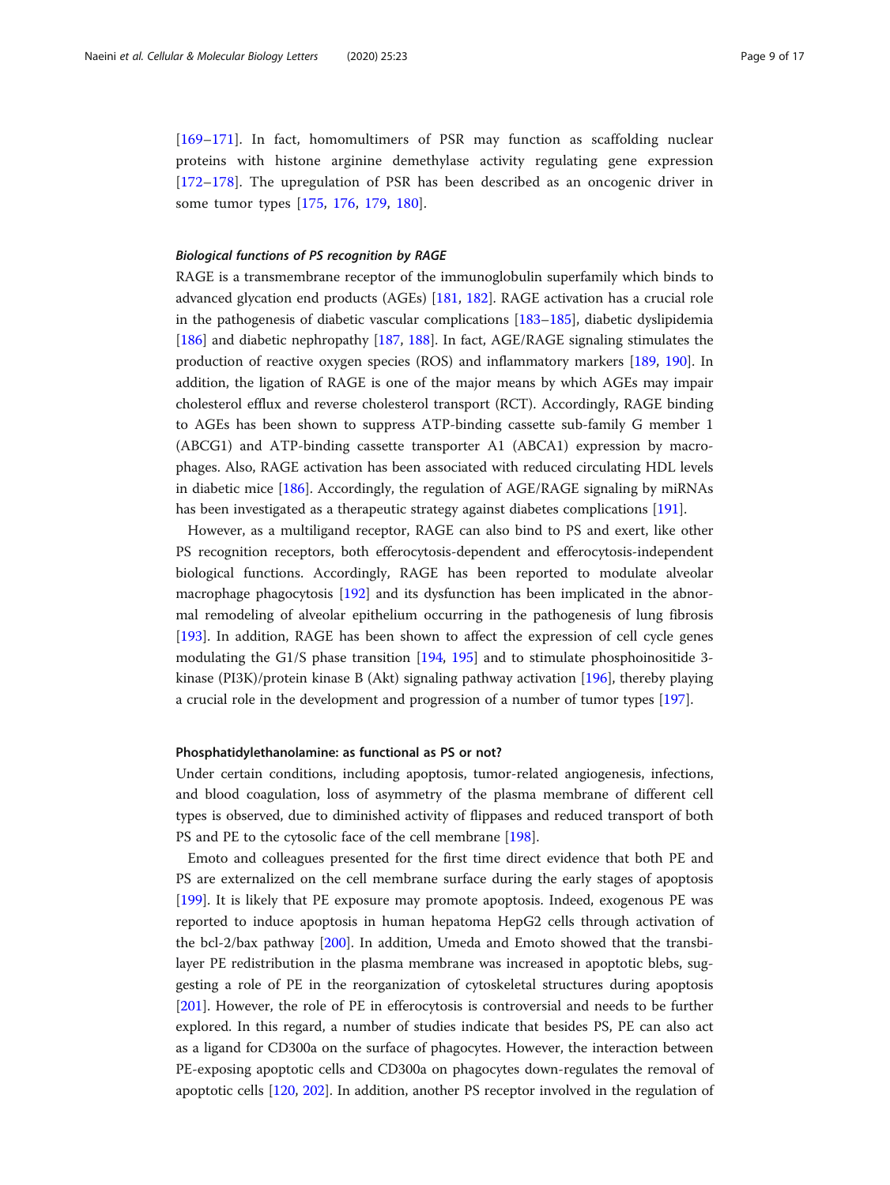[169–171]. In fact, homomultimers of PSR may function as scaffolding nuclear proteins with histone arginine demethylase activity regulating gene expression [172–178]. The upregulation of PSR has been described as an oncogenic driver in some tumor types [175, 176, 179, 180].

### *Biological functions of PS recognition by RAGE*

RAGE is a transmembrane receptor of the immunoglobulin superfamily which binds to advanced glycation end products (AGEs) [181, 182]. RAGE activation has a crucial role in the pathogenesis of diabetic vascular complications [183–185], diabetic dyslipidemia [186] and diabetic nephropathy [187, 188]. In fact, AGE/RAGE signaling stimulates the production of reactive oxygen species (ROS) and inflammatory markers [189, 190]. In addition, the ligation of RAGE is one of the major means by which AGEs may impair cholesterol efflux and reverse cholesterol transport (RCT). Accordingly, RAGE binding to AGEs has been shown to suppress ATP-binding cassette sub-family G member 1 (ABCG1) and ATP-binding cassette transporter A1 (ABCA1) expression by macrophages. Also, RAGE activation has been associated with reduced circulating HDL levels in diabetic mice [186]. Accordingly, the regulation of AGE/RAGE signaling by miRNAs has been investigated as a therapeutic strategy against diabetes complications [191].

However, as a multiligand receptor, RAGE can also bind to PS and exert, like other PS recognition receptors, both efferocytosis-dependent and efferocytosis-independent biological functions. Accordingly, RAGE has been reported to modulate alveolar macrophage phagocytosis [192] and its dysfunction has been implicated in the abnormal remodeling of alveolar epithelium occurring in the pathogenesis of lung fibrosis [193]. In addition, RAGE has been shown to affect the expression of cell cycle genes modulating the G1/S phase transition [194, 195] and to stimulate phosphoinositide 3-kinase (PI3K)/protein kinase B (Akt) signaling pathway activation [196], thereby playing a crucial role in the development and progression of a number of tumor types [197].

### Phosphatidylethanolamine: as functional as PS or not?

Under certain conditions, including apoptosis, tumor-related angiogenesis, infections, and blood coagulation, loss of asymmetry of the plasma membrane of different cell types is observed, due to diminished activity of flippases and reduced transport of both PS and PE to the cytosolic face of the cell membrane [198].

Emoto and colleagues presented for the first time direct evidence that both PE and PS are externalized on the cell membrane surface during the early stages of apoptosis [199]. It is likely that PE exposure may promote apoptosis. Indeed, exogenous PE was reported to induce apoptosis in human hepatoma HepG2 cells through activation of the bcl-2/bax pathway [200]. In addition, Umeda and Emoto showed that the transbilayer PE redistribution in the plasma membrane was increased in apoptotic blebs, suggesting a role of PE in the reorganization of cytoskeletal structures during apoptosis [201]. However, the role of PE in efferocytosis is controversial and needs to be further explored. In this regard, a number of studies indicate that besides PS, PE can also act as a ligand for CD300a on the surface of phagocytes. However, the interaction between PE-exposing apoptotic cells and CD300a on phagocytes down-regulates the removal of apoptotic cells [120, 202]. In addition, another PS receptor involved in the regulation of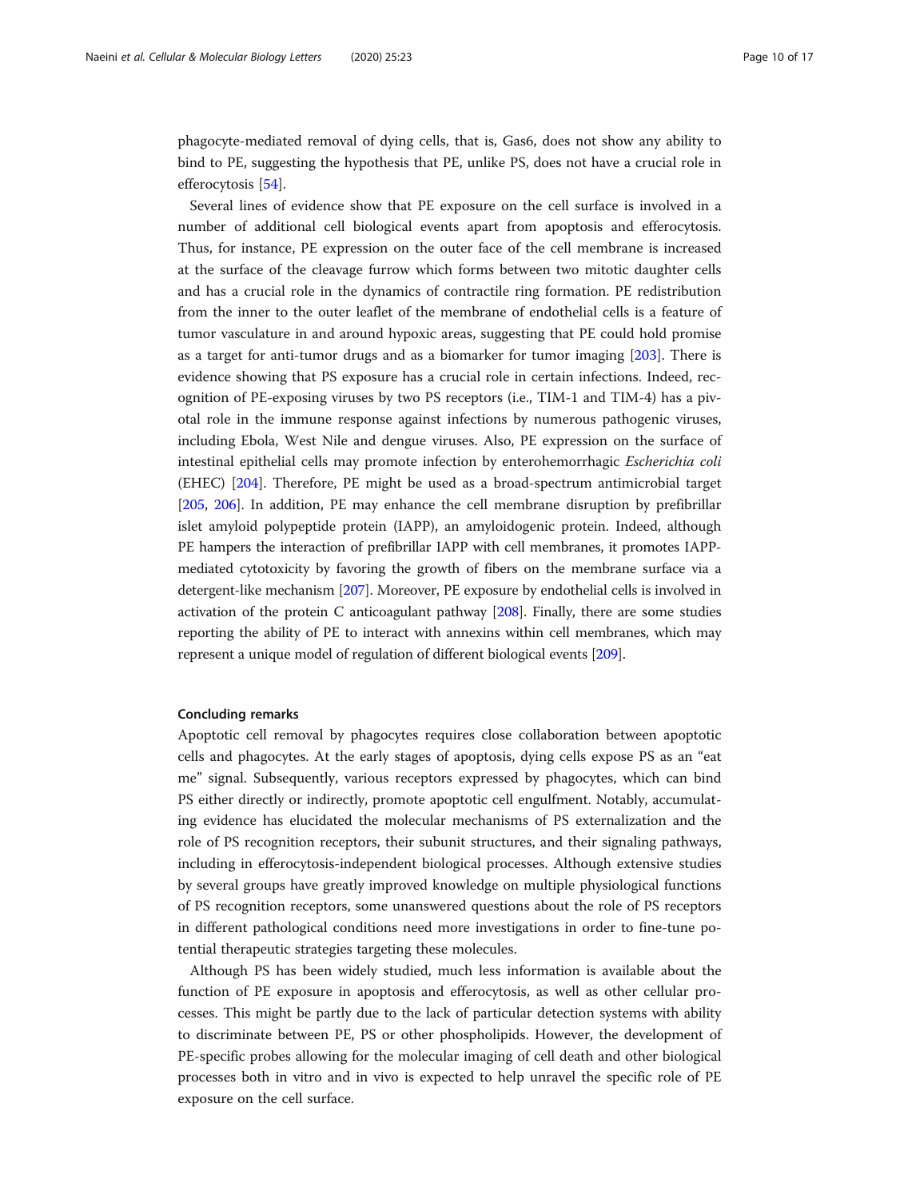phagocyte-mediated removal of dying cells, that is, Gas6, does not show any ability to bind to PE, suggesting the hypothesis that PE, unlike PS, does not have a crucial role in efferocytosis [54].

Several lines of evidence show that PE exposure on the cell surface is involved in a number of additional cell biological events apart from apoptosis and efferocytosis. Thus, for instance, PE expression on the outer face of the cell membrane is increased at the surface of the cleavage furrow which forms between two mitotic daughter cells and has a crucial role in the dynamics of contractile ring formation. PE redistribution from the inner to the outer leaflet of the membrane of endothelial cells is a feature of tumor vasculature in and around hypoxic areas, suggesting that PE could hold promise as a target for anti-tumor drugs and as a biomarker for tumor imaging [203]. There is evidence showing that PS exposure has a crucial role in certain infections. Indeed, recognition of PE-exposing viruses by two PS receptors (i.e., TIM-1 and TIM-4) has a pivotal role in the immune response against infections by numerous pathogenic viruses, including Ebola, West Nile and dengue viruses. Also, PE expression on the surface of intestinal epithelial cells may promote infection by enterohemorrhagic *Escherichia coli* (EHEC) [204]. Therefore, PE might be used as a broad-spectrum antimicrobial target [205, 206]. In addition, PE may enhance the cell membrane disruption by prefibrillar islet amyloid polypeptide protein (IAPP), an amyloidogenic protein. Indeed, although PE hampers the interaction of prefibrillar IAPP with cell membranes, it promotes IAPP-mediated cytotoxicity by favoring the growth of fibers on the membrane surface via a detergent-like mechanism [207]. Moreover, PE exposure by endothelial cells is involved in activation of the protein C anticoagulant pathway [208]. Finally, there are some studies reporting the ability of PE to interact with annexins within cell membranes, which may represent a unique model of regulation of different biological events [209].

## Concluding remarks

Apoptotic cell removal by phagocytes requires close collaboration between apoptotic cells and phagocytes. At the early stages of apoptosis, dying cells expose PS as an "eat me" signal. Subsequently, various receptors expressed by phagocytes, which can bind PS either directly or indirectly, promote apoptotic cell engulfment. Notably, accumulating evidence has elucidated the molecular mechanisms of PS externalization and the role of PS recognition receptors, their subunit structures, and their signaling pathways, including in efferocytosis-independent biological processes. Although extensive studies by several groups have greatly improved knowledge on multiple physiological functions of PS recognition receptors, some unanswered questions about the role of PS receptors in different pathological conditions need more investigations in order to fine-tune potential therapeutic strategies targeting these molecules.

Although PS has been widely studied, much less information is available about the function of PE exposure in apoptosis and efferocytosis, as well as other cellular processes. This might be partly due to the lack of particular detection systems with ability to discriminate between PE, PS or other phospholipids. However, the development of PE-specific probes allowing for the molecular imaging of cell death and other biological processes both in vitro and in vivo is expected to help unravel the specific role of PE exposure on the cell surface.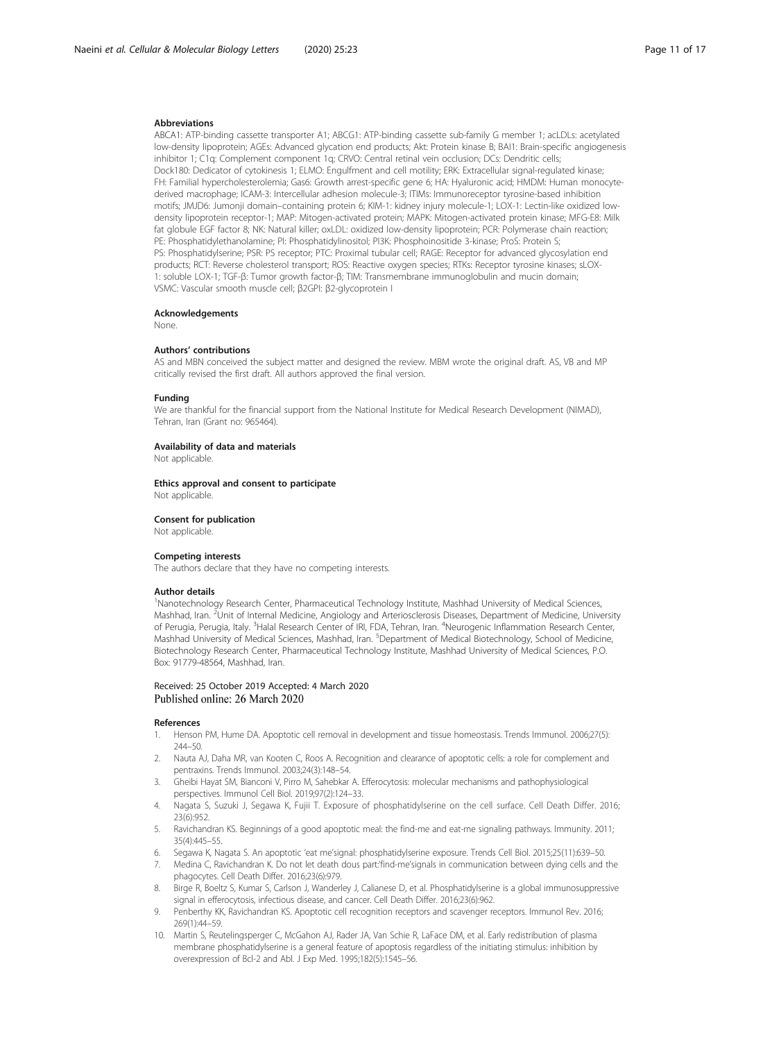### Abbreviations

ABCA1: ATP-binding cassette transporter A1; ABCG1: ATP-binding cassette sub-family G member 1; acLDLs: acetylated low-density lipoprotein; AGEs: Advanced glycation end products; Akt: Protein kinase B; BAI1: Brain-specific angiogenesis inhibitor 1; C1q: Complement component 1q; CRVO: Central retinal vein occlusion; DCs: Dendritic cells; Dock180: Dedicator of cytokinesis 1; ELMO: Engulfment and cell motility; ERK: Extracellular signal-regulated kinase; FH: Familial hypercholesterolemia; Gas6: Growth arrest-specific gene 6; HA: Hyaluronic acid; HMDM: Human monocyte-derived macrophage; ICAM-3: Intercellular adhesion molecule-3; ITIMs: Immunoreceptor tyrosine-based inhibition motifs; JMJD6: Jumonji domain–containing protein 6; KIM-1: kidney injury molecule-1; LOX-1: Lectin-like oxidized low-density lipoprotein receptor-1; MAP: Mitogen-activated protein; MAPK: Mitogen-activated protein kinase; MFG-E8: Milk fat globule EGF factor 8; NK: Natural killer; oxLDL: oxidized low-density lipoprotein; PCR: Polymerase chain reaction; PE: Phosphatidylethanolamine; PI: Phosphatidylinositol; PI3K: Phosphoinositide 3-kinase; ProS: Protein S; PS: Phosphatidylserine; PSR: PS receptor; PTC: Proximal tubular cell; RAGE: Receptor for advanced glycosylation end products; RCT: Reverse cholesterol transport; ROS: Reactive oxygen species; RTKs: Receptor tyrosine kinases; sLOX-1: soluble LOX-1; TGF-β: Tumor growth factor-β; TIM: Transmembrane immunoglobulin and mucin domain; VSMC: Vascular smooth muscle cell; β2GPI: β2-glycoprotein I

### Acknowledgements

None.

### Authors' contributions

AS and MBN conceived the subject matter and designed the review. MBM wrote the original draft. AS, VB and MP critically revised the first draft. All authors approved the final version.

### Funding

We are thankful for the financial support from the National Institute for Medical Research Development (NIMAD), Tehran, Iran (Grant no: 965464).

### Availability of data and materials

Not applicable.

### Ethics approval and consent to participate

Not applicable.

### Consent for publication

Not applicable.

### Competing interests

The authors declare that they have no competing interests.

### Author details

[1]Nanotechnology Research Center, Pharmaceutical Technology Institute, Mashhad University of Medical Sciences, Mashhad, Iran. [2]Unit of Internal Medicine, Angiology and Arteriosclerosis Diseases, Department of Medicine, University of Perugia, Perugia, Italy. [3]Halal Research Center of IRI, FDA, Tehran, Iran. [4]Neurogenic Inflammation Research Center, Mashhad University of Medical Sciences, Mashhad, Iran. [5]Department of Medical Biotechnology, School of Medicine, Biotechnology Research Center, Pharmaceutical Technology Institute, Mashhad University of Medical Sciences, P.O. Box: 91779-48564, Mashhad, Iran.

Received: 25 October 2019 Accepted: 4 March 2020
Published online: 26 March 2020

### References

1. Henson PM, Hume DA. Apoptotic cell removal in development and tissue homeostasis. Trends Immunol. 2006;27(5):244–50.
2. Nauta AJ, Daha MR, van Kooten C, Roos A. Recognition and clearance of apoptotic cells: a role for complement and pentraxins. Trends Immunol. 2003;24(3):148–54.
3. Gheibi Hayat SM, Bianconi V, Pirro M, Sahebkar A. Efferocytosis: molecular mechanisms and pathophysiological perspectives. Immunol Cell Biol. 2019;97(2):124–33.
4. Nagata S, Suzuki J, Segawa K, Fujii T. Exposure of phosphatidylserine on the cell surface. Cell Death Differ. 2016;23(6):952.
5. Ravichandran KS. Beginnings of a good apoptotic meal: the find-me and eat-me signaling pathways. Immunity. 2011;35(4):445–55.
6. Segawa K, Nagata S. An apoptotic 'eat me'signal: phosphatidylserine exposure. Trends Cell Biol. 2015;25(11):639–50.
7. Medina C, Ravichandran K. Do not let death dous part:'find-me'signals in communication between dying cells and the phagocytes. Cell Death Differ. 2016;23(6):979.
8. Birge R, Boeltz S, Kumar S, Carlson J, Wanderley J, Calianese D, et al. Phosphatidylserine is a global immunosuppressive signal in efferocytosis, infectious disease, and cancer. Cell Death Differ. 2016;23(6):962.
9. Penberthy KK, Ravichandran KS. Apoptotic cell recognition receptors and scavenger receptors. Immunol Rev. 2016;269(1):44–59.
10. Martin S, Reutelingsperger C, McGahon AJ, Rader JA, Van Schie R, LaFace DM, et al. Early redistribution of plasma membrane phosphatidylserine is a general feature of apoptosis regardless of the initiating stimulus: inhibition by overexpression of Bcl-2 and Abl. J Exp Med. 1995;182(5):1545–56.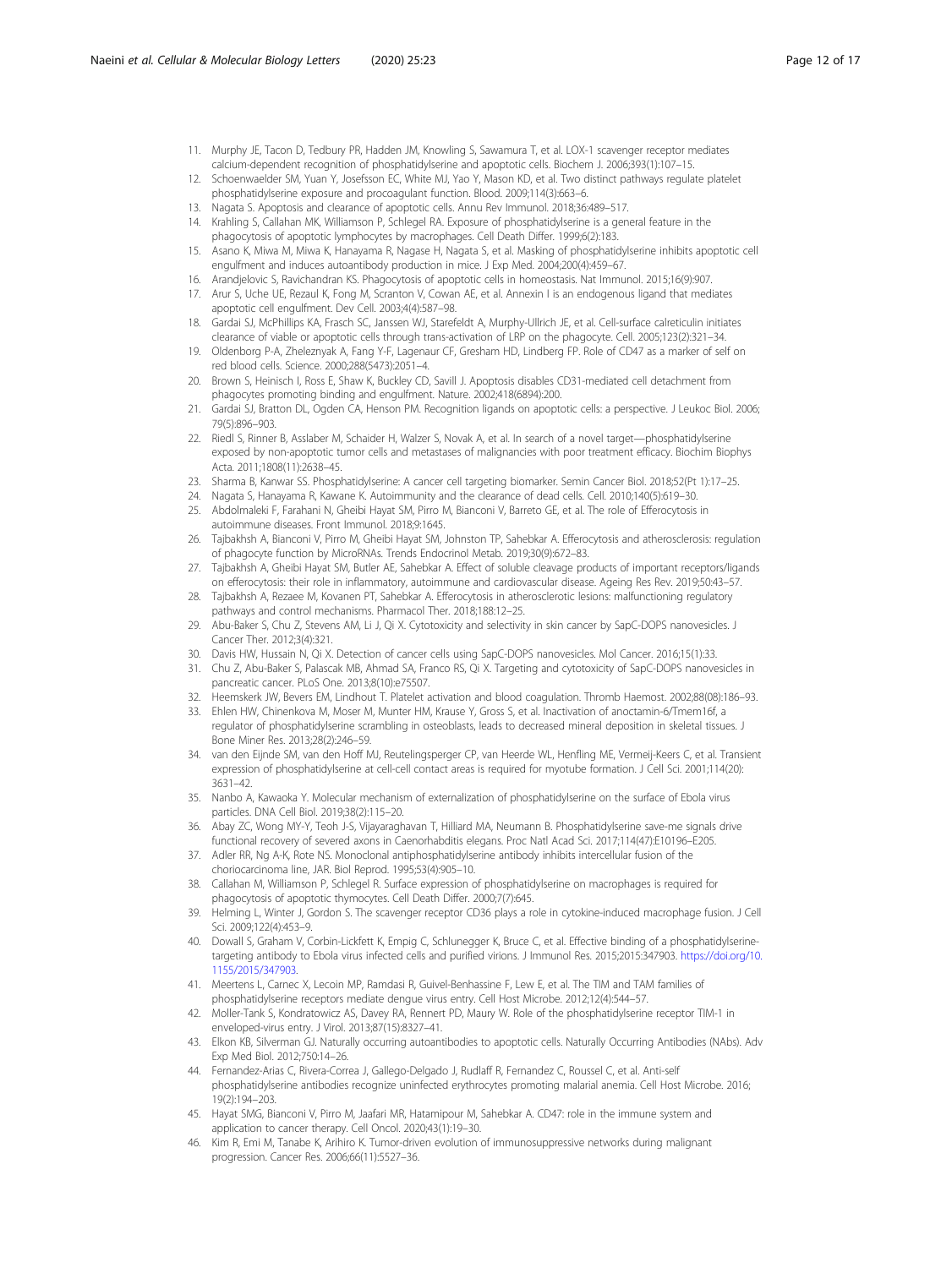11. Murphy JE, Tacon D, Tedbury PR, Hadden JM, Knowling S, Sawamura T, et al. LOX-1 scavenger receptor mediates calcium-dependent recognition of phosphatidylserine and apoptotic cells. Biochem J. 2006;393(1):107–15.
12. Schoenwaelder SM, Yuan Y, Josefsson EC, White MJ, Yao Y, Mason KD, et al. Two distinct pathways regulate platelet phosphatidylserine exposure and procoagulant function. Blood. 2009;114(3):663–6.
13. Nagata S. Apoptosis and clearance of apoptotic cells. Annu Rev Immunol. 2018;36:489–517.
14. Krahling S, Callahan MK, Williamson P, Schlegel RA. Exposure of phosphatidylserine is a general feature in the phagocytosis of apoptotic lymphocytes by macrophages. Cell Death Differ. 1999;6(2):183.
15. Asano K, Miwa M, Miwa K, Hanayama R, Nagase H, Nagata S, et al. Masking of phosphatidylserine inhibits apoptotic cell engulfment and induces autoantibody production in mice. J Exp Med. 2004;200(4):459–67.
16. Arandjelovic S, Ravichandran KS. Phagocytosis of apoptotic cells in homeostasis. Nat Immunol. 2015;16(9):907.
17. Arur S, Uche UE, Rezaul K, Fong M, Scranton V, Cowan AE, et al. Annexin I is an endogenous ligand that mediates apoptotic cell engulfment. Dev Cell. 2003;4(4):587–98.
18. Gardai SJ, McPhillips KA, Frasch SC, Janssen WJ, Starefeldt A, Murphy-Ullrich JE, et al. Cell-surface calreticulin initiates clearance of viable or apoptotic cells through trans-activation of LRP on the phagocyte. Cell. 2005;123(2):321–34.
19. Oldenborg P-A, Zheleznyak A, Fang Y-F, Lagenaur CF, Gresham HD, Lindberg FP. Role of CD47 as a marker of self on red blood cells. Science. 2000;288(5473):2051–4.
20. Brown S, Heinisch I, Ross E, Shaw K, Buckley CD, Savill J. Apoptosis disables CD31-mediated cell detachment from phagocytes promoting binding and engulfment. Nature. 2002;418(6894):200.
21. Gardai SJ, Bratton DL, Ogden CA, Henson PM. Recognition ligands on apoptotic cells: a perspective. J Leukoc Biol. 2006; 79(5):896–903.
22. Riedl S, Rinner B, Asslaber M, Schaider H, Walzer S, Novak A, et al. In search of a novel target—phosphatidylserine exposed by non-apoptotic tumor cells and metastases of malignancies with poor treatment efficacy. Biochim Biophys Acta. 2011;1808(11):2638–45.
23. Sharma B, Kanwar SS. Phosphatidylserine: A cancer cell targeting biomarker. Semin Cancer Biol. 2018;52(Pt 1):17–25.
24. Nagata S, Hanayama R, Kawane K. Autoimmunity and the clearance of dead cells. Cell. 2010;140(5):619–30.
25. Abdolmaleki F, Farahani N, Gheibi Hayat SM, Pirro M, Bianconi V, Barreto GE, et al. The role of Efferocytosis in autoimmune diseases. Front Immunol. 2018;9:1645.
26. Tajbakhsh A, Bianconi V, Pirro M, Gheibi Hayat SM, Johnston TP, Sahebkar A. Efferocytosis and atherosclerosis: regulation of phagocyte function by MicroRNAs. Trends Endocrinol Metab. 2019;30(9):672–83.
27. Tajbakhsh A, Gheibi Hayat SM, Butler AE, Sahebkar A. Effect of soluble cleavage products of important receptors/ligands on efferocytosis: their role in inflammatory, autoimmune and cardiovascular disease. Ageing Res Rev. 2019;50:43–57.
28. Tajbakhsh A, Rezaee M, Kovanen PT, Sahebkar A. Efferocytosis in atherosclerotic lesions: malfunctioning regulatory pathways and control mechanisms. Pharmacol Ther. 2018;188:12–25.
29. Abu-Baker S, Chu Z, Stevens AM, Li J, Qi X. Cytotoxicity and selectivity in skin cancer by SapC-DOPS nanovesicles. J Cancer Ther. 2012;3(4):321.
30. Davis HW, Hussain N, Qi X. Detection of cancer cells using SapC-DOPS nanovesicles. Mol Cancer. 2016;15(1):33.
31. Chu Z, Abu-Baker S, Palascak MB, Ahmad SA, Franco RS, Qi X. Targeting and cytotoxicity of SapC-DOPS nanovesicles in pancreatic cancer. PLoS One. 2013;8(10):e75507.
32. Heemskerk JW, Bevers EM, Lindhout T. Platelet activation and blood coagulation. Thromb Haemost. 2002;88(08):186–93.
33. Ehlen HW, Chinenkova M, Moser M, Munter HM, Krause Y, Gross S, et al. Inactivation of anoctamin-6/Tmem16f, a regulator of phosphatidylserine scrambling in osteoblasts, leads to decreased mineral deposition in skeletal tissues. J Bone Miner Res. 2013;28(2):246–59.
34. van den Eijnde SM, van den Hoff MJ, Reutelingsperger CP, van Heerde WL, Henfling ME, Vermeij-Keers C, et al. Transient expression of phosphatidylserine at cell-cell contact areas is required for myotube formation. J Cell Sci. 2001;114(20): 3631–42.
35. Nanbo A, Kawaoka Y. Molecular mechanism of externalization of phosphatidylserine on the surface of Ebola virus particles. DNA Cell Biol. 2019;38(2):115–20.
36. Abay ZC, Wong MY-Y, Teoh J-S, Vijayaraghavan T, Hilliard MA, Neumann B. Phosphatidylserine save-me signals drive functional recovery of severed axons in Caenorhabditis elegans. Proc Natl Acad Sci. 2017;114(47):E10196–E205.
37. Adler RR, Ng A-K, Rote NS. Monoclonal antiphosphatidylserine antibody inhibits intercellular fusion of the choriocarcinoma line, JAR. Biol Reprod. 1995;53(4):905–10.
38. Callahan M, Williamson P, Schlegel R. Surface expression of phosphatidylserine on macrophages is required for phagocytosis of apoptotic thymocytes. Cell Death Differ. 2000;7(7):645.
39. Helming L, Winter J, Gordon S. The scavenger receptor CD36 plays a role in cytokine-induced macrophage fusion. J Cell Sci. 2009;122(4):453–9.
40. Dowall S, Graham V, Corbin-Lickfett K, Empig C, Schlunegger K, Bruce C, et al. Effective binding of a phosphatidylserine-targeting antibody to Ebola virus infected cells and purified virions. J Immunol Res. 2015;2015:347903. https://doi.org/10.1155/2015/347903.
41. Meertens L, Carnec X, Lecoin MP, Ramdasi R, Guivel-Benhassine F, Lew E, et al. The TIM and TAM families of phosphatidylserine receptors mediate dengue virus entry. Cell Host Microbe. 2012;12(4):544–57.
42. Moller-Tank S, Kondratowicz AS, Davey RA, Rennert PD, Maury W. Role of the phosphatidylserine receptor TIM-1 in enveloped-virus entry. J Virol. 2013;87(15):8327–41.
43. Elkon KB, Silverman GJ. Naturally occurring autoantibodies to apoptotic cells. Naturally Occurring Antibodies (NAbs). Adv Exp Med Biol. 2012;750:14–26.
44. Fernandez-Arias C, Rivera-Correa J, Gallego-Delgado J, Rudlaff R, Fernandez C, Roussel C, et al. Anti-self phosphatidylserine antibodies recognize uninfected erythrocytes promoting malarial anemia. Cell Host Microbe. 2016; 19(2):194–203.
45. Hayat SMG, Bianconi V, Pirro M, Jaafari MR, Hatamipour M, Sahebkar A. CD47: role in the immune system and application to cancer therapy. Cell Oncol. 2020;43(1):19–30.
46. Kim R, Emi M, Tanabe K, Arihiro K. Tumor-driven evolution of immunosuppressive networks during malignant progression. Cancer Res. 2006;66(11):5527–36.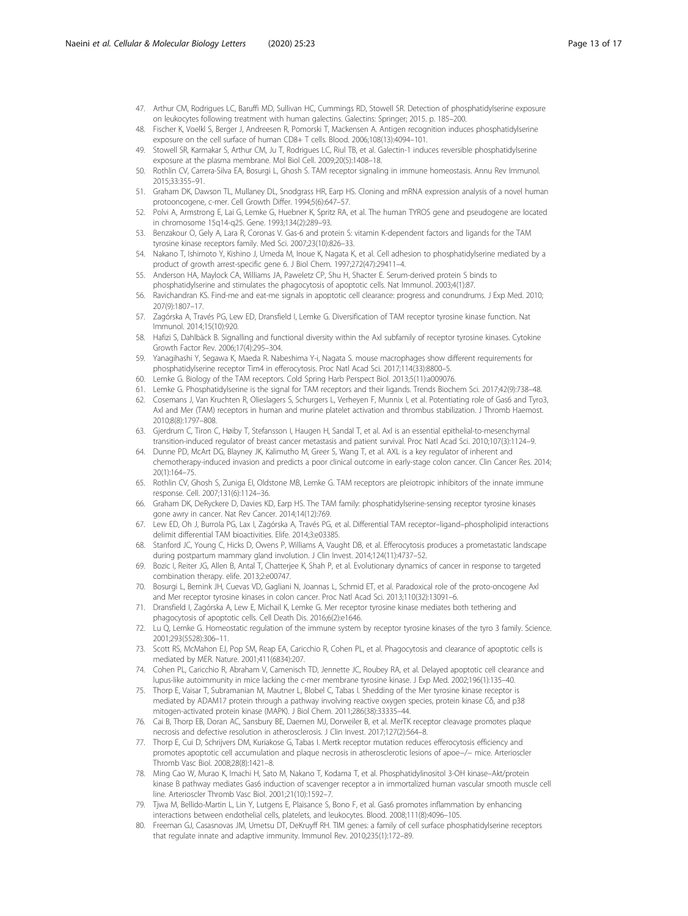47. Arthur CM, Rodrigues LC, Baruffi MD, Sullivan HC, Cummings RD, Stowell SR. Detection of phosphatidylserine exposure on leukocytes following treatment with human galectins. Galectins: Springer; 2015. p. 185–200.
48. Fischer K, Voelkl S, Berger J, Andreesen R, Pomorski T, Mackensen A. Antigen recognition induces phosphatidylserine exposure on the cell surface of human CD8+ T cells. Blood. 2006;108(13):4094–101.
49. Stowell SR, Karmakar S, Arthur CM, Ju T, Rodrigues LC, Riul TB, et al. Galectin-1 induces reversible phosphatidylserine exposure at the plasma membrane. Mol Biol Cell. 2009;20(5):1408–18.
50. Rothlin CV, Carrera-Silva EA, Bosurgi L, Ghosh S. TAM receptor signaling in immune homeostasis. Annu Rev Immunol. 2015;33:355–91.
51. Graham DK, Dawson TL, Mullaney DL, Snodgrass HR, Earp HS. Cloning and mRNA expression analysis of a novel human protooncogene, c-mer. Cell Growth Differ. 1994;5(6):647–57.
52. Polvi A, Armstrong E, Lai G, Lemke G, Huebner K, Spritz RA, et al. The human TYROS gene and pseudogene are located in chromosome 15q14-q25. Gene. 1993;134(2):289–93.
53. Benzakour O, Gely A, Lara R, Coronas V. Gas-6 and protein S: vitamin K-dependent factors and ligands for the TAM tyrosine kinase receptors family. Med Sci. 2007;23(10):826–33.
54. Nakano T, Ishimoto Y, Kishino J, Umeda M, Inoue K, Nagata K, et al. Cell adhesion to phosphatidylserine mediated by a product of growth arrest-specific gene 6. J Biol Chem. 1997;272(47):29411–4.
55. Anderson HA, Maylock CA, Williams JA, Paweletz CP, Shu H, Shacter E. Serum-derived protein S binds to phosphatidylserine and stimulates the phagocytosis of apoptotic cells. Nat Immunol. 2003;4(1):87.
56. Ravichandran KS. Find-me and eat-me signals in apoptotic cell clearance: progress and conundrums. J Exp Med. 2010; 207(9):1807–17.
57. Zagórska A, Través PG, Lew ED, Dransfield I, Lemke G. Diversification of TAM receptor tyrosine kinase function. Nat Immunol. 2014;15(10):920.
58. Hafizi S, Dahlbäck B. Signalling and functional diversity within the Axl subfamily of receptor tyrosine kinases. Cytokine Growth Factor Rev. 2006;17(4):295–304.
59. Yanagihashi Y, Segawa K, Maeda R. Nabeshima Y-i, Nagata S. mouse macrophages show different requirements for phosphatidylserine receptor Tim4 in efferocytosis. Proc Natl Acad Sci. 2017;114(33):8800–5.
60. Lemke G. Biology of the TAM receptors. Cold Spring Harb Perspect Biol. 2013;5(11):a009076.
61. Lemke G. Phosphatidylserine is the signal for TAM receptors and their ligands. Trends Biochem Sci. 2017;42(9):738–48.
62. Cosemans J, Van Kruchten R, Olieslagers S, Schurgers L, Verheyen F, Munnix I, et al. Potentiating role of Gas6 and Tyro3, Axl and Mer (TAM) receptors in human and murine platelet activation and thrombus stabilization. J Thromb Haemost. 2010;8(8):1797–808.
63. Gjerdrum C, Tiron C, Høiby T, Stefansson I, Haugen H, Sandal T, et al. Axl is an essential epithelial-to-mesenchymal transition-induced regulator of breast cancer metastasis and patient survival. Proc Natl Acad Sci. 2010;107(3):1124–9.
64. Dunne PD, McArt DG, Blayney JK, Kalimutho M, Greer S, Wang T, et al. AXL is a key regulator of inherent and chemotherapy-induced invasion and predicts a poor clinical outcome in early-stage colon cancer. Clin Cancer Res. 2014; 20(1):164–75.
65. Rothlin CV, Ghosh S, Zuniga EI, Oldstone MB, Lemke G. TAM receptors are pleiotropic inhibitors of the innate immune response. Cell. 2007;131(6):1124–36.
66. Graham DK, DeRyckere D, Davies KD, Earp HS. The TAM family: phosphatidylserine-sensing receptor tyrosine kinases gone awry in cancer. Nat Rev Cancer. 2014;14(12):769.
67. Lew ED, Oh J, Burrola PG, Lax I, Zagórska A, Través PG, et al. Differential TAM receptor–ligand–phospholipid interactions delimit differential TAM bioactivities. Elife. 2014;3:e03385.
68. Stanford JC, Young C, Hicks D, Owens P, Williams A, Vaught DB, et al. Efferocytosis produces a prometastatic landscape during postpartum mammary gland involution. J Clin Invest. 2014;124(11):4737–52.
69. Bozic I, Reiter JG, Allen B, Antal T, Chatterjee K, Shah P, et al. Evolutionary dynamics of cancer in response to targeted combination therapy. elife. 2013;2:e00747.
70. Bosurgi L, Bernink JH, Cuevas VD, Gagliani N, Joannas L, Schmid ET, et al. Paradoxical role of the proto-oncogene Axl and Mer receptor tyrosine kinases in colon cancer. Proc Natl Acad Sci. 2013;110(32):13091–6.
71. Dransfield I, Zagórska A, Lew E, Michail K, Lemke G. Mer receptor tyrosine kinase mediates both tethering and phagocytosis of apoptotic cells. Cell Death Dis. 2016;6(2):e1646.
72. Lu Q, Lemke G. Homeostatic regulation of the immune system by receptor tyrosine kinases of the tyro 3 family. Science. 2001;293(5528):306–11.
73. Scott RS, McMahon EJ, Pop SM, Reap EA, Caricchio R, Cohen PL, et al. Phagocytosis and clearance of apoptotic cells is mediated by MER. Nature. 2001;411(6834):207.
74. Cohen PL, Caricchio R, Abraham V, Camenisch TD, Jennette JC, Roubey RA, et al. Delayed apoptotic cell clearance and lupus-like autoimmunity in mice lacking the c-mer membrane tyrosine kinase. J Exp Med. 2002;196(1):135–40.
75. Thorp E, Vaisar T, Subramanian M, Mautner L, Blobel C, Tabas I. Shedding of the Mer tyrosine kinase receptor is mediated by ADAM17 protein through a pathway involving reactive oxygen species, protein kinase Cδ, and p38 mitogen-activated protein kinase (MAPK). J Biol Chem. 2011;286(38):33335–44.
76. Cai B, Thorp EB, Doran AC, Sansbury BE, Daemen MJ, Dorweiler B, et al. MerTK receptor cleavage promotes plaque necrosis and defective resolution in atherosclerosis. J Clin Invest. 2017;127(2):564–8.
77. Thorp E, Cui D, Schrijvers DM, Kuriakose G, Tabas I. Mertk receptor mutation reduces efferocytosis efficiency and promotes apoptotic cell accumulation and plaque necrosis in atherosclerotic lesions of apoe−/− mice. Arterioscler Thromb Vasc Biol. 2008;28(8):1421–8.
78. Ming Cao W, Murao K, Imachi H, Sato M, Nakano T, Kodama T, et al. Phosphatidylinositol 3-OH kinase–Akt/protein kinase B pathway mediates Gas6 induction of scavenger receptor a in immortalized human vascular smooth muscle cell line. Arterioscler Thromb Vasc Biol. 2001;21(10):1592–7.
79. Tjwa M, Bellido-Martin L, Lin Y, Lutgens E, Plaisance S, Bono F, et al. Gas6 promotes inflammation by enhancing interactions between endothelial cells, platelets, and leukocytes. Blood. 2008;111(8):4096–105.
80. Freeman GJ, Casasnovas JM, Umetsu DT, DeKruyff RH. TIM genes: a family of cell surface phosphatidylserine receptors that regulate innate and adaptive immunity. Immunol Rev. 2010;235(1):172–89.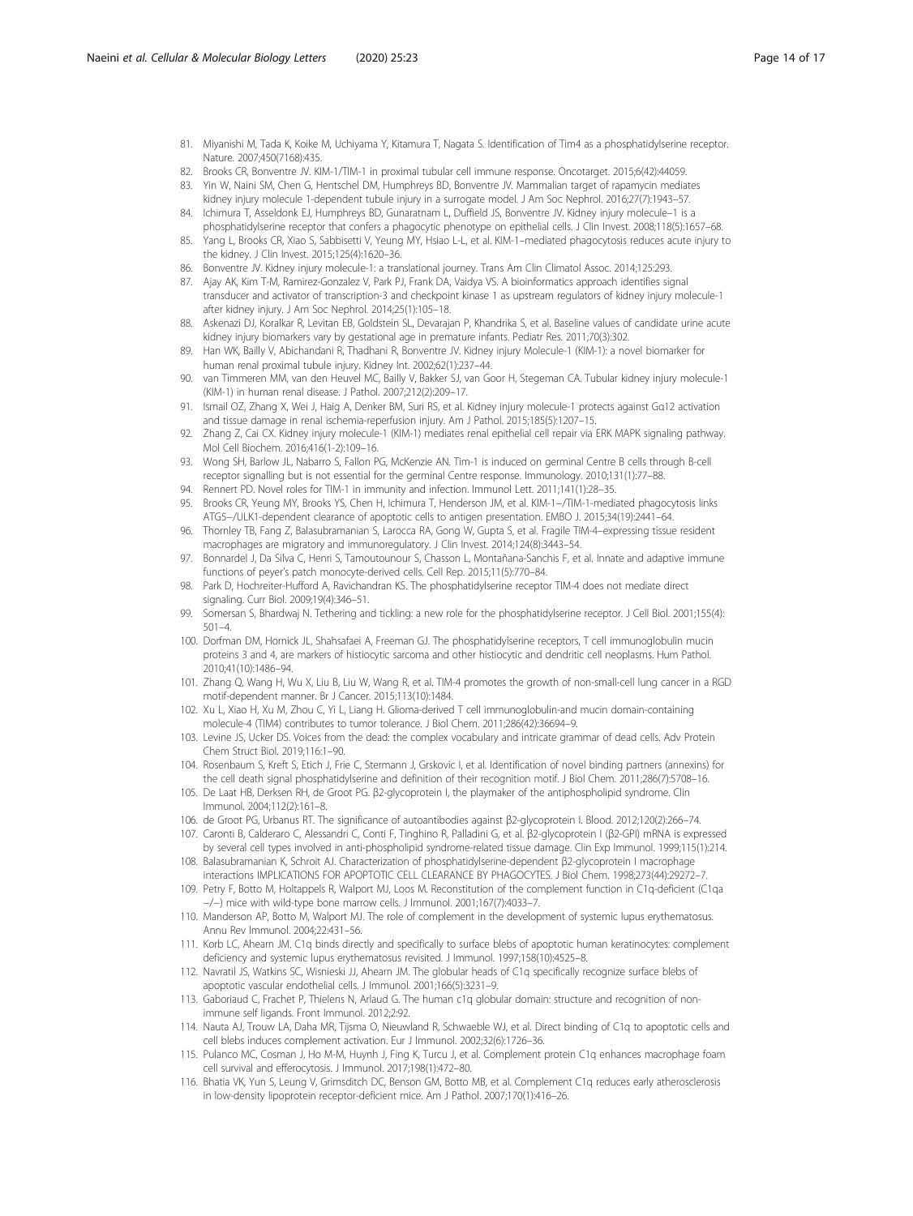81. Miyanishi M, Tada K, Koike M, Uchiyama Y, Kitamura T, Nagata S. Identification of Tim4 as a phosphatidylserine receptor. Nature. 2007;450(7168):435.
82. Brooks CR, Bonventre JV. KIM-1/TIM-1 in proximal tubular cell immune response. Oncotarget. 2015;6(42):44059.
83. Yin W, Naini SM, Chen G, Hentschel DM, Humphreys BD, Bonventre JV. Mammalian target of rapamycin mediates kidney injury molecule 1-dependent tubule injury in a surrogate model. J Am Soc Nephrol. 2016;27(7):1943–57.
84. Ichimura T, Asseldonk EJ, Humphreys BD, Gunaratnam L, Duffield JS, Bonventre JV. Kidney injury molecule–1 is a phosphatidylserine receptor that confers a phagocytic phenotype on epithelial cells. J Clin Invest. 2008;118(5):1657–68.
85. Yang L, Brooks CR, Xiao S, Sabbisetti V, Yeung MY, Hsiao L-L, et al. KIM-1–mediated phagocytosis reduces acute injury to the kidney. J Clin Invest. 2015;125(4):1620–36.
86. Bonventre JV. Kidney injury molecule-1: a translational journey. Trans Am Clin Climatol Assoc. 2014;125:293.
87. Ajay AK, Kim T-M, Ramirez-Gonzalez V, Park PJ, Frank DA, Vaidya VS. A bioinformatics approach identifies signal transducer and activator of transcription-3 and checkpoint kinase 1 as upstream regulators of kidney injury molecule-1 after kidney injury. J Am Soc Nephrol. 2014;25(1):105–18.
88. Askenazi DJ, Koralkar R, Levitan EB, Goldstein SL, Devarajan P, Khandrika S, et al. Baseline values of candidate urine acute kidney injury biomarkers vary by gestational age in premature infants. Pediatr Res. 2011;70(3):302.
89. Han WK, Bailly V, Abichandani R, Thadhani R, Bonventre JV. Kidney injury Molecule-1 (KIM-1): a novel biomarker for human renal proximal tubule injury. Kidney Int. 2002;62(1):237–44.
90. van Timmeren MM, van den Heuvel MC, Bailly V, Bakker SJ, van Goor H, Stegeman CA. Tubular kidney injury molecule-1 (KIM-1) in human renal disease. J Pathol. 2007;212(2):209–17.
91. Ismail OZ, Zhang X, Wei J, Haig A, Denker BM, Suri RS, et al. Kidney injury molecule-1 protects against Gα12 activation and tissue damage in renal ischemia-reperfusion injury. Am J Pathol. 2015;185(5):1207–15.
92. Zhang Z, Cai CX. Kidney injury molecule-1 (KIM-1) mediates renal epithelial cell repair via ERK MAPK signaling pathway. Mol Cell Biochem. 2016;416(1-2):109–16.
93. Wong SH, Barlow JL, Nabarro S, Fallon PG, McKenzie AN. Tim-1 is induced on germinal Centre B cells through B-cell receptor signalling but is not essential for the germinal Centre response. Immunology. 2010;131(1):77–88.
94. Rennert PD. Novel roles for TIM-1 in immunity and infection. Immunol Lett. 2011;141(1):28–35.
95. Brooks CR, Yeung MY, Brooks YS, Chen H, Ichimura T, Henderson JM, et al. KIM-1−/TIM-1-mediated phagocytosis links ATG5−/ULK1-dependent clearance of apoptotic cells to antigen presentation. EMBO J. 2015;34(19):2441–64.
96. Thornley TB, Fang Z, Balasubramanian S, Larocca RA, Gong W, Gupta S, et al. Fragile TIM-4–expressing tissue resident macrophages are migratory and immunoregulatory. J Clin Invest. 2014;124(8):3443–54.
97. Bonnardel J, Da Silva C, Henri S, Tamoutounour S, Chasson L, Montañana-Sanchis F, et al. Innate and adaptive immune functions of peyer's patch monocyte-derived cells. Cell Rep. 2015;11(5):770–84.
98. Park D, Hochreiter-Hufford A, Ravichandran KS. The phosphatidylserine receptor TIM-4 does not mediate direct signaling. Curr Biol. 2009;19(4):346–51.
99. Somersan S, Bhardwaj N. Tethering and tickling: a new role for the phosphatidylserine receptor. J Cell Biol. 2001;155(4): 501–4.
100. Dorfman DM, Hornick JL, Shahsafaei A, Freeman GJ. The phosphatidylserine receptors, T cell immunoglobulin mucin proteins 3 and 4, are markers of histiocytic sarcoma and other histiocytic and dendritic cell neoplasms. Hum Pathol. 2010;41(10):1486–94.
101. Zhang Q, Wang H, Wu X, Liu B, Liu W, Wang R, et al. TIM-4 promotes the growth of non-small-cell lung cancer in a RGD motif-dependent manner. Br J Cancer. 2015;113(10):1484.
102. Xu L, Xiao H, Xu M, Zhou C, Yi L, Liang H. Glioma-derived T cell immunoglobulin-and mucin domain-containing molecule-4 (TIM4) contributes to tumor tolerance. J Biol Chem. 2011;286(42):36694–9.
103. Levine JS, Ucker DS. Voices from the dead: the complex vocabulary and intricate grammar of dead cells. Adv Protein Chem Struct Biol. 2019;116:1–90.
104. Rosenbaum S, Kreft S, Etich J, Frie C, Stermann J, Grskovic I, et al. Identification of novel binding partners (annexins) for the cell death signal phosphatidylserine and definition of their recognition motif. J Biol Chem. 2011;286(7):5708–16.
105. De Laat HB, Derksen RH, de Groot PG. β2-glycoprotein I, the playmaker of the antiphospholipid syndrome. Clin Immunol. 2004;112(2):161–8.
106. de Groot PG, Urbanus RT. The significance of autoantibodies against β2-glycoprotein I. Blood. 2012;120(2):266–74.
107. Caronti B, Calderaro C, Alessandri C, Conti F, Tinghino R, Palladini G, et al. β2-glycoprotein I (β2-GPI) mRNA is expressed by several cell types involved in anti-phospholipid syndrome-related tissue damage. Clin Exp Immunol. 1999;115(1):214.
108. Balasubramanian K, Schroit AJ. Characterization of phosphatidylserine-dependent β2-glycoprotein I macrophage interactions IMPLICATIONS FOR APOPTOTIC CELL CLEARANCE BY PHAGOCYTES. J Biol Chem. 1998;273(44):29272–7.
109. Petry F, Botto M, Holtappels R, Walport MJ, Loos M. Reconstitution of the complement function in C1q-deficient (C1qa −/−) mice with wild-type bone marrow cells. J Immunol. 2001;167(7):4033–7.
110. Manderson AP, Botto M, Walport MJ. The role of complement in the development of systemic lupus erythematosus. Annu Rev Immunol. 2004;22:431–56.
111. Korb LC, Ahearn JM. C1q binds directly and specifically to surface blebs of apoptotic human keratinocytes: complement deficiency and systemic lupus erythematosus revisited. J Immunol. 1997;158(10):4525–8.
112. Navratil JS, Watkins SC, Wisnieski JJ, Ahearn JM. The globular heads of C1q specifically recognize surface blebs of apoptotic vascular endothelial cells. J Immunol. 2001;166(5):3231–9.
113. Gaboriaud C, Frachet P, Thielens N, Arlaud G. The human c1q globular domain: structure and recognition of non-immune self ligands. Front Immunol. 2012;2:92.
114. Nauta AJ, Trouw LA, Daha MR, Tijsma O, Nieuwland R, Schwaeble WJ, et al. Direct binding of C1q to apoptotic cells and cell blebs induces complement activation. Eur J Immunol. 2002;32(6):1726–36.
115. Pulanco MC, Cosman J, Ho M-M, Huynh J, Fing K, Turcu J, et al. Complement protein C1q enhances macrophage foam cell survival and efferocytosis. J Immunol. 2017;198(1):472–80.
116. Bhatia VK, Yun S, Leung V, Grimsditch DC, Benson GM, Botto MB, et al. Complement C1q reduces early atherosclerosis in low-density lipoprotein receptor-deficient mice. Am J Pathol. 2007;170(1):416–26.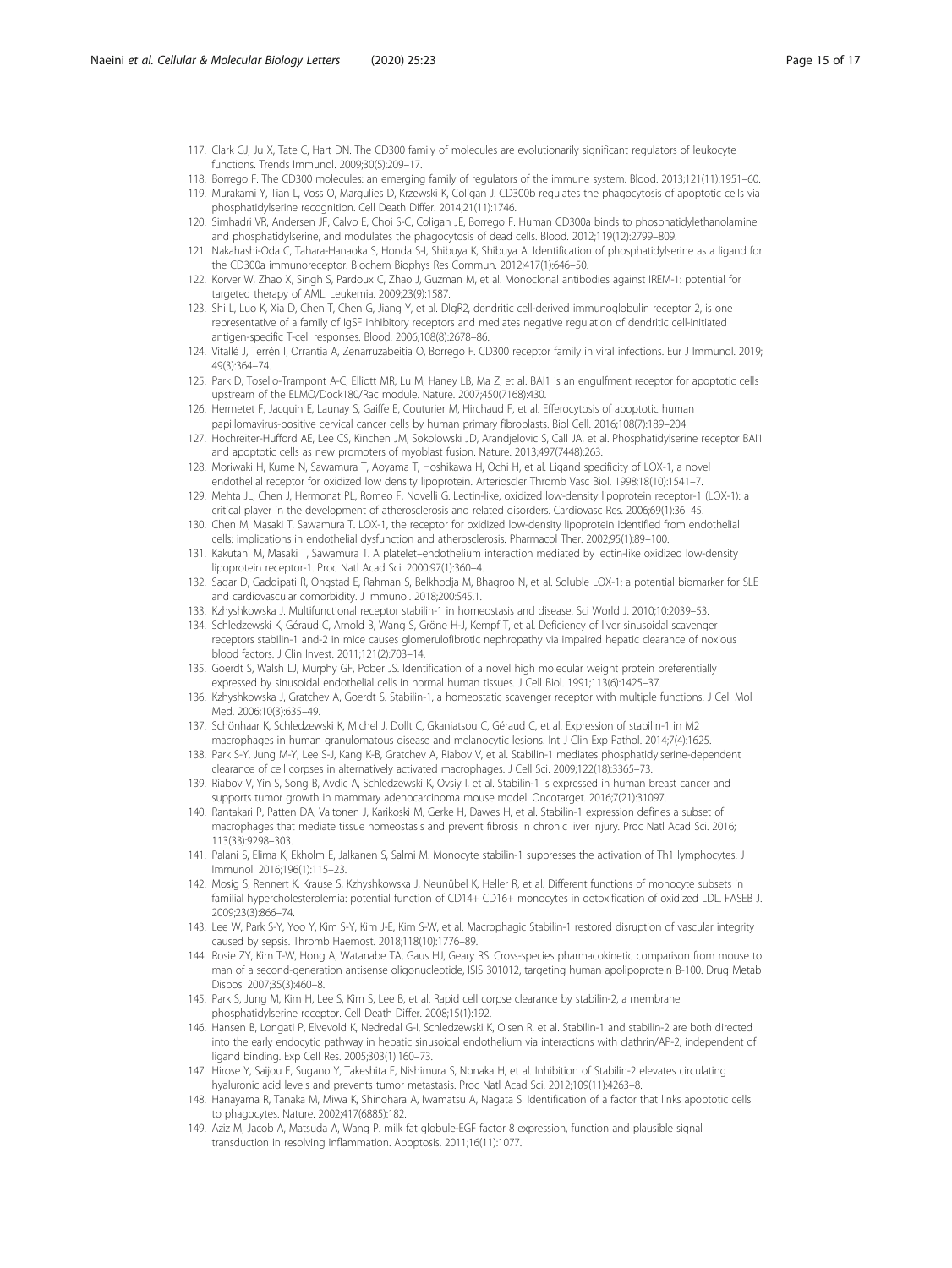117. Clark GJ, Ju X, Tate C, Hart DN. The CD300 family of molecules are evolutionarily significant regulators of leukocyte functions. Trends Immunol. 2009;30(5):209–17.
118. Borrego F. The CD300 molecules: an emerging family of regulators of the immune system. Blood. 2013;121(11):1951–60.
119. Murakami Y, Tian L, Voss O, Margulies D, Krzewski K, Coligan J. CD300b regulates the phagocytosis of apoptotic cells via phosphatidylserine recognition. Cell Death Differ. 2014;21(11):1746.
120. Simhadri VR, Andersen JF, Calvo E, Choi S-C, Coligan JE, Borrego F. Human CD300a binds to phosphatidylethanolamine and phosphatidylserine, and modulates the phagocytosis of dead cells. Blood. 2012;119(12):2799–809.
121. Nakahashi-Oda C, Tahara-Hanaoka S, Honda S-I, Shibuya K, Shibuya A. Identification of phosphatidylserine as a ligand for the CD300a immunoreceptor. Biochem Biophys Res Commun. 2012;417(1):646–50.
122. Korver W, Zhao X, Singh S, Pardoux C, Zhao J, Guzman M, et al. Monoclonal antibodies against IREM-1: potential for targeted therapy of AML. Leukemia. 2009;23(9):1587.
123. Shi L, Luo K, Xia D, Chen T, Chen G, Jiang Y, et al. DIgR2, dendritic cell-derived immunoglobulin receptor 2, is one representative of a family of IgSF inhibitory receptors and mediates negative regulation of dendritic cell-initiated antigen-specific T-cell responses. Blood. 2006;108(8):2678–86.
124. Vitallé J, Terrén I, Orrantia A, Zenarruzabeitia O, Borrego F. CD300 receptor family in viral infections. Eur J Immunol. 2019;49(3):364–74.
125. Park D, Tosello-Trampont A-C, Elliott MR, Lu M, Haney LB, Ma Z, et al. BAI1 is an engulfment receptor for apoptotic cells upstream of the ELMO/Dock180/Rac module. Nature. 2007;450(7168):430.
126. Hermetet F, Jacquin E, Launay S, Gaiffe E, Couturier M, Hirchaud F, et al. Efferocytosis of apoptotic human papillomavirus-positive cervical cancer cells by human primary fibroblasts. Biol Cell. 2016;108(7):189–204.
127. Hochreiter-Hufford AE, Lee CS, Kinchen JM, Sokolowski JD, Arandjelovic S, Call JA, et al. Phosphatidylserine receptor BAI1 and apoptotic cells as new promoters of myoblast fusion. Nature. 2013;497(7448):263.
128. Moriwaki H, Kume N, Sawamura T, Aoyama T, Hoshikawa H, Ochi H, et al. Ligand specificity of LOX-1, a novel endothelial receptor for oxidized low density lipoprotein. Arterioscler Thromb Vasc Biol. 1998;18(10):1541–7.
129. Mehta JL, Chen J, Hermonat PL, Romeo F, Novelli G. Lectin-like, oxidized low-density lipoprotein receptor-1 (LOX-1): a critical player in the development of atherosclerosis and related disorders. Cardiovasc Res. 2006;69(1):36–45.
130. Chen M, Masaki T, Sawamura T. LOX-1, the receptor for oxidized low-density lipoprotein identified from endothelial cells: implications in endothelial dysfunction and atherosclerosis. Pharmacol Ther. 2002;95(1):89–100.
131. Kakutani M, Masaki T, Sawamura T. A platelet–endothelium interaction mediated by lectin-like oxidized low-density lipoprotein receptor-1. Proc Natl Acad Sci. 2000;97(1):360–4.
132. Sagar D, Gaddipati R, Ongstad E, Rahman S, Belkhodja M, Bhagroo N, et al. Soluble LOX-1: a potential biomarker for SLE and cardiovascular comorbidity. J Immunol. 2018;200:S45.1.
133. Kzhyshkowska J. Multifunctional receptor stabilin-1 in homeostasis and disease. Sci World J. 2010;10:2039–53.
134. Schledzewski K, Géraud C, Arnold B, Wang S, Gröne H-J, Kempf T, et al. Deficiency of liver sinusoidal scavenger receptors stabilin-1 and-2 in mice causes glomerulofibrotic nephropathy via impaired hepatic clearance of noxious blood factors. J Clin Invest. 2011;121(2):703–14.
135. Goerdt S, Walsh LJ, Murphy GF, Pober JS. Identification of a novel high molecular weight protein preferentially expressed by sinusoidal endothelial cells in normal human tissues. J Cell Biol. 1991;113(6):1425–37.
136. Kzhyshkowska J, Gratchev A, Goerdt S. Stabilin-1, a homeostatic scavenger receptor with multiple functions. J Cell Mol Med. 2006;10(3):635–49.
137. Schönhaar K, Schledzewski K, Michel J, Dollt C, Gkaniatsou C, Géraud C, et al. Expression of stabilin-1 in M2 macrophages in human granulomatous disease and melanocytic lesions. Int J Clin Exp Pathol. 2014;7(4):1625.
138. Park S-Y, Jung M-Y, Lee S-J, Kang K-B, Gratchev A, Riabov V, et al. Stabilin-1 mediates phosphatidylserine-dependent clearance of cell corpses in alternatively activated macrophages. J Cell Sci. 2009;122(18):3365–73.
139. Riabov V, Yin S, Song B, Avdic A, Schledzewski K, Ovsiy I, et al. Stabilin-1 is expressed in human breast cancer and supports tumor growth in mammary adenocarcinoma mouse model. Oncotarget. 2016;7(21):31097.
140. Rantakari P, Patten DA, Valtonen J, Karikoski M, Gerke H, Dawes H, et al. Stabilin-1 expression defines a subset of macrophages that mediate tissue homeostasis and prevent fibrosis in chronic liver injury. Proc Natl Acad Sci. 2016;113(33):9298–303.
141. Palani S, Elima K, Ekholm E, Jalkanen S, Salmi M. Monocyte stabilin-1 suppresses the activation of Th1 lymphocytes. J Immunol. 2016;196(1):115–23.
142. Mosig S, Rennert K, Krause S, Kzhyshkowska J, Neunübel K, Heller R, et al. Different functions of monocyte subsets in familial hypercholesterolemia: potential function of CD14+ CD16+ monocytes in detoxification of oxidized LDL. FASEB J. 2009;23(3):866–74.
143. Lee W, Park S-Y, Yoo Y, Kim S-Y, Kim J-E, Kim S-W, et al. Macrophagic Stabilin-1 restored disruption of vascular integrity caused by sepsis. Thromb Haemost. 2018;118(10):1776–89.
144. Rosie ZY, Kim T-W, Hong A, Watanabe TA, Gaus HJ, Geary RS. Cross-species pharmacokinetic comparison from mouse to man of a second-generation antisense oligonucleotide, ISIS 301012, targeting human apolipoprotein B-100. Drug Metab Dispos. 2007;35(3):460–8.
145. Park S, Jung M, Kim H, Lee S, Kim S, Lee B, et al. Rapid cell corpse clearance by stabilin-2, a membrane phosphatidylserine receptor. Cell Death Differ. 2008;15(1):192.
146. Hansen B, Longati P, Elvevold K, Nedredal G-I, Schledzewski K, Olsen R, et al. Stabilin-1 and stabilin-2 are both directed into the early endocytic pathway in hepatic sinusoidal endothelium via interactions with clathrin/AP-2, independent of ligand binding. Exp Cell Res. 2005;303(1):160–73.
147. Hirose Y, Saijou E, Sugano Y, Takeshita F, Nishimura S, Nonaka H, et al. Inhibition of Stabilin-2 elevates circulating hyaluronic acid levels and prevents tumor metastasis. Proc Natl Acad Sci. 2012;109(11):4263–8.
148. Hanayama R, Tanaka M, Miwa K, Shinohara A, Iwamatsu A, Nagata S. Identification of a factor that links apoptotic cells to phagocytes. Nature. 2002;417(6885):182.
149. Aziz M, Jacob A, Matsuda A, Wang P. milk fat globule-EGF factor 8 expression, function and plausible signal transduction in resolving inflammation. Apoptosis. 2011;16(11):1077.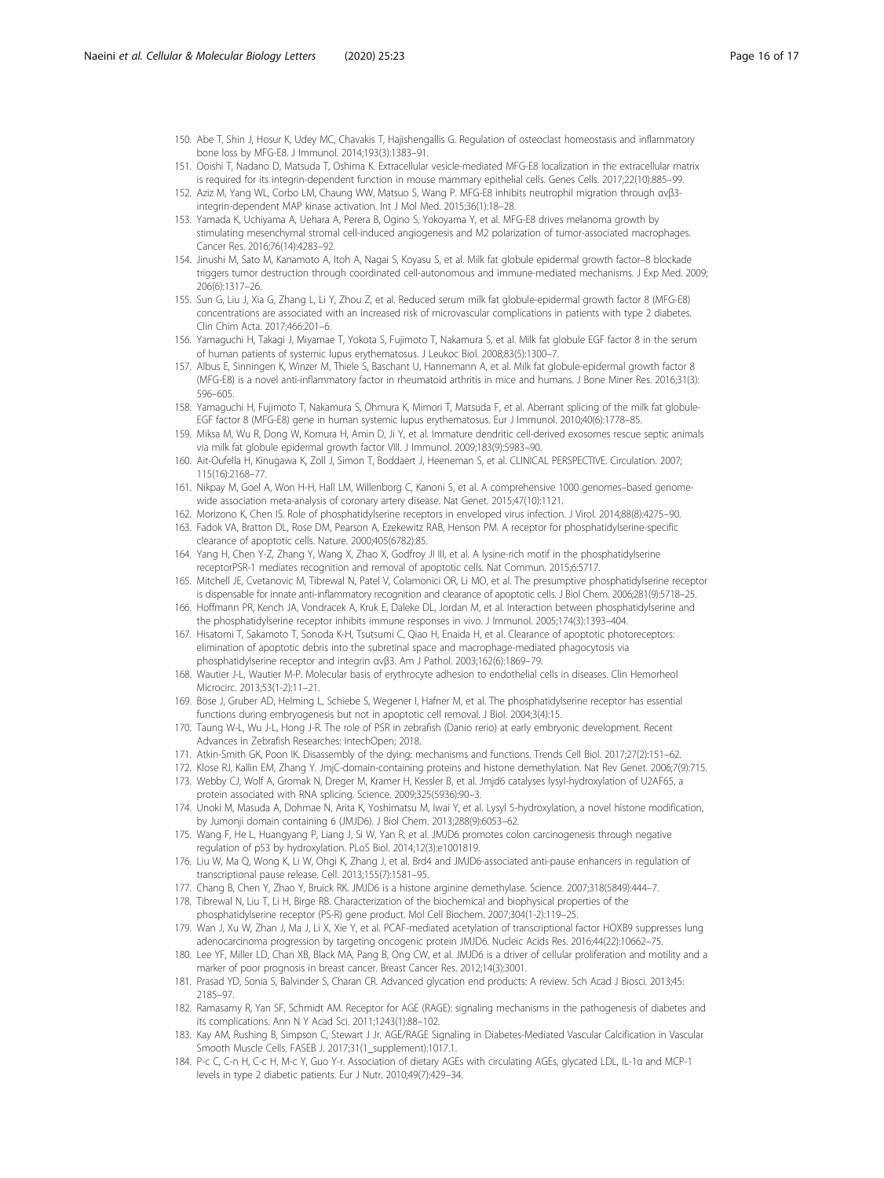150. Abe T, Shin J, Hosur K, Udey MC, Chavakis T, Hajishengallis G. Regulation of osteoclast homeostasis and inflammatory bone loss by MFG-E8. J Immunol. 2014;193(3):1383–91.
151. Ooishi T, Nadano D, Matsuda T, Oshima K. Extracellular vesicle-mediated MFG-E8 localization in the extracellular matrix is required for its integrin-dependent function in mouse mammary epithelial cells. Genes Cells. 2017;22(10):885–99.
152. Aziz M, Yang WL, Corbo LM, Chaung WW, Matsuo S, Wang P. MFG-E8 inhibits neutrophil migration through αvβ3-integrin-dependent MAP kinase activation. Int J Mol Med. 2015;36(1):18–28.
153. Yamada K, Uchiyama A, Uehara A, Perera B, Ogino S, Yokoyama Y, et al. MFG-E8 drives melanoma growth by stimulating mesenchymal stromal cell-induced angiogenesis and M2 polarization of tumor-associated macrophages. Cancer Res. 2016;76(14):4283–92.
154. Jinushi M, Sato M, Kanamoto A, Itoh A, Nagai S, Koyasu S, et al. Milk fat globule epidermal growth factor–8 blockade triggers tumor destruction through coordinated cell-autonomous and immune-mediated mechanisms. J Exp Med. 2009; 206(6):1317–26.
155. Sun G, Liu J, Xia G, Zhang L, Li Y, Zhou Z, et al. Reduced serum milk fat globule-epidermal growth factor 8 (MFG-E8) concentrations are associated with an increased risk of microvascular complications in patients with type 2 diabetes. Clin Chim Acta. 2017;466:201–6.
156. Yamaguchi H, Takagi J, Miyamae T, Yokota S, Fujimoto T, Nakamura S, et al. Milk fat globule EGF factor 8 in the serum of human patients of systemic lupus erythematosus. J Leukoc Biol. 2008;83(5):1300–7.
157. Albus E, Sinningen K, Winzer M, Thiele S, Baschant U, Hannemann A, et al. Milk fat globule-epidermal growth factor 8 (MFG-E8) is a novel anti-inflammatory factor in rheumatoid arthritis in mice and humans. J Bone Miner Res. 2016;31(3): 596–605.
158. Yamaguchi H, Fujimoto T, Nakamura S, Ohmura K, Mimori T, Matsuda F, et al. Aberrant splicing of the milk fat globule-EGF factor 8 (MFG-E8) gene in human systemic lupus erythematosus. Eur J Immunol. 2010;40(6):1778–85.
159. Miksa M, Wu R, Dong W, Komura H, Amin D, Ji Y, et al. Immature dendritic cell-derived exosomes rescue septic animals via milk fat globule epidermal growth factor VIII. J Immunol. 2009;183(9):5983–90.
160. Ait-Oufella H, Kinugawa K, Zoll J, Simon T, Boddaert J, Heeneman S, et al. CLINICAL PERSPECTIVE. Circulation. 2007; 115(16):2168–77.
161. Nikpay M, Goel A, Won H-H, Hall LM, Willenborg C, Kanoni S, et al. A comprehensive 1000 genomes–based genome-wide association meta-analysis of coronary artery disease. Nat Genet. 2015;47(10):1121.
162. Morizono K, Chen IS. Role of phosphatidylserine receptors in enveloped virus infection. J Virol. 2014;88(8):4275–90.
163. Fadok VA, Bratton DL, Rose DM, Pearson A, Ezekewitz RAB, Henson PM. A receptor for phosphatidylserine-specific clearance of apoptotic cells. Nature. 2000;405(6782):85.
164. Yang H, Chen Y-Z, Zhang Y, Wang X, Zhao X, Godfroy JI III, et al. A lysine-rich motif in the phosphatidylserine receptorPSR-1 mediates recognition and removal of apoptotic cells. Nat Commun. 2015;6:5717.
165. Mitchell JE, Cvetanovic M, Tibrewal N, Patel V, Colamonici OR, Li MO, et al. The presumptive phosphatidylserine receptor is dispensable for innate anti-inflammatory recognition and clearance of apoptotic cells. J Biol Chem. 2006;281(9):5718–25.
166. Hoffmann PR, Kench JA, Vondracek A, Kruk E, Daleke DL, Jordan M, et al. Interaction between phosphatidylserine and the phosphatidylserine receptor inhibits immune responses in vivo. J Immunol. 2005;174(3):1393–404.
167. Hisatomi T, Sakamoto T, Sonoda K-H, Tsutsumi C, Qiao H, Enaida H, et al. Clearance of apoptotic photoreceptors: elimination of apoptotic debris into the subretinal space and macrophage-mediated phagocytosis via phosphatidylserine receptor and integrin αvβ3. Am J Pathol. 2003;162(6):1869–79.
168. Wautier J-L, Wautier M-P. Molecular basis of erythrocyte adhesion to endothelial cells in diseases. Clin Hemorheol Microcirc. 2013;53(1-2):11–21.
169. Böse J, Gruber AD, Helming L, Schiebe S, Wegener I, Hafner M, et al. The phosphatidylserine receptor has essential functions during embryogenesis but not in apoptotic cell removal. J Biol. 2004;3(4):15.
170. Taung W-L, Wu J-L, Hong J-R. The role of PSR in zebrafish (Danio rerio) at early embryonic development. Recent Advances in Zebrafish Researches: IntechOpen; 2018.
171. Atkin-Smith GK, Poon IK. Disassembly of the dying: mechanisms and functions. Trends Cell Biol. 2017;27(2):151–62.
172. Klose RJ, Kallin EM, Zhang Y. JmjC-domain-containing proteins and histone demethylation. Nat Rev Genet. 2006;7(9):715.
173. Webby CJ, Wolf A, Gromak N, Dreger M, Kramer H, Kessler B, et al. Jmjd6 catalyses lysyl-hydroxylation of U2AF65, a protein associated with RNA splicing. Science. 2009;325(5936):90–3.
174. Unoki M, Masuda A, Dohmae N, Arita K, Yoshimatsu M, Iwai Y, et al. Lysyl 5-hydroxylation, a novel histone modification, by Jumonji domain containing 6 (JMJD6). J Biol Chem. 2013;288(9):6053–62.
175. Wang F, He L, Huangyang P, Liang J, Si W, Yan R, et al. JMJD6 promotes colon carcinogenesis through negative regulation of p53 by hydroxylation. PLoS Biol. 2014;12(3):e1001819.
176. Liu W, Ma Q, Wong K, Li W, Ohgi K, Zhang J, et al. Brd4 and JMJD6-associated anti-pause enhancers in regulation of transcriptional pause release. Cell. 2013;155(7):1581–95.
177. Chang B, Chen Y, Zhao Y, Bruick RK. JMJD6 is a histone arginine demethylase. Science. 2007;318(5849):444–7.
178. Tibrewal N, Liu T, Li H, Birge RB. Characterization of the biochemical and biophysical properties of the phosphatidylserine receptor (PS-R) gene product. Mol Cell Biochem. 2007;304(1-2):119–25.
179. Wan J, Xu W, Zhan J, Ma J, Li X, Xie Y, et al. PCAF-mediated acetylation of transcriptional factor HOXB9 suppresses lung adenocarcinoma progression by targeting oncogenic protein JMJD6. Nucleic Acids Res. 2016;44(22):10662–75.
180. Lee YF, Miller LD, Chan XB, Black MA, Pang B, Ong CW, et al. JMJD6 is a driver of cellular proliferation and motility and a marker of poor prognosis in breast cancer. Breast Cancer Res. 2012;14(3):3001.
181. Prasad YD, Sonia S, Balvinder S, Charan CR. Advanced glycation end products: A review. Sch Acad J Biosci. 2013;45: 2185–97.
182. Ramasamy R, Yan SF, Schmidt AM. Receptor for AGE (RAGE): signaling mechanisms in the pathogenesis of diabetes and its complications. Ann N Y Acad Sci. 2011;1243(1):88–102.
183. Kay AM, Rushing B, Simpson C, Stewart J Jr. AGE/RAGE Signaling in Diabetes-Mediated Vascular Calcification in Vascular Smooth Muscle Cells. FASEB J. 2017;31(1_supplement):1017.1.
184. P-c C, C-n H, C-c H, M-c Y, Guo Y-r. Association of dietary AGEs with circulating AGEs, glycated LDL, IL-1α and MCP-1 levels in type 2 diabetic patients. Eur J Nutr. 2010;49(7):429–34.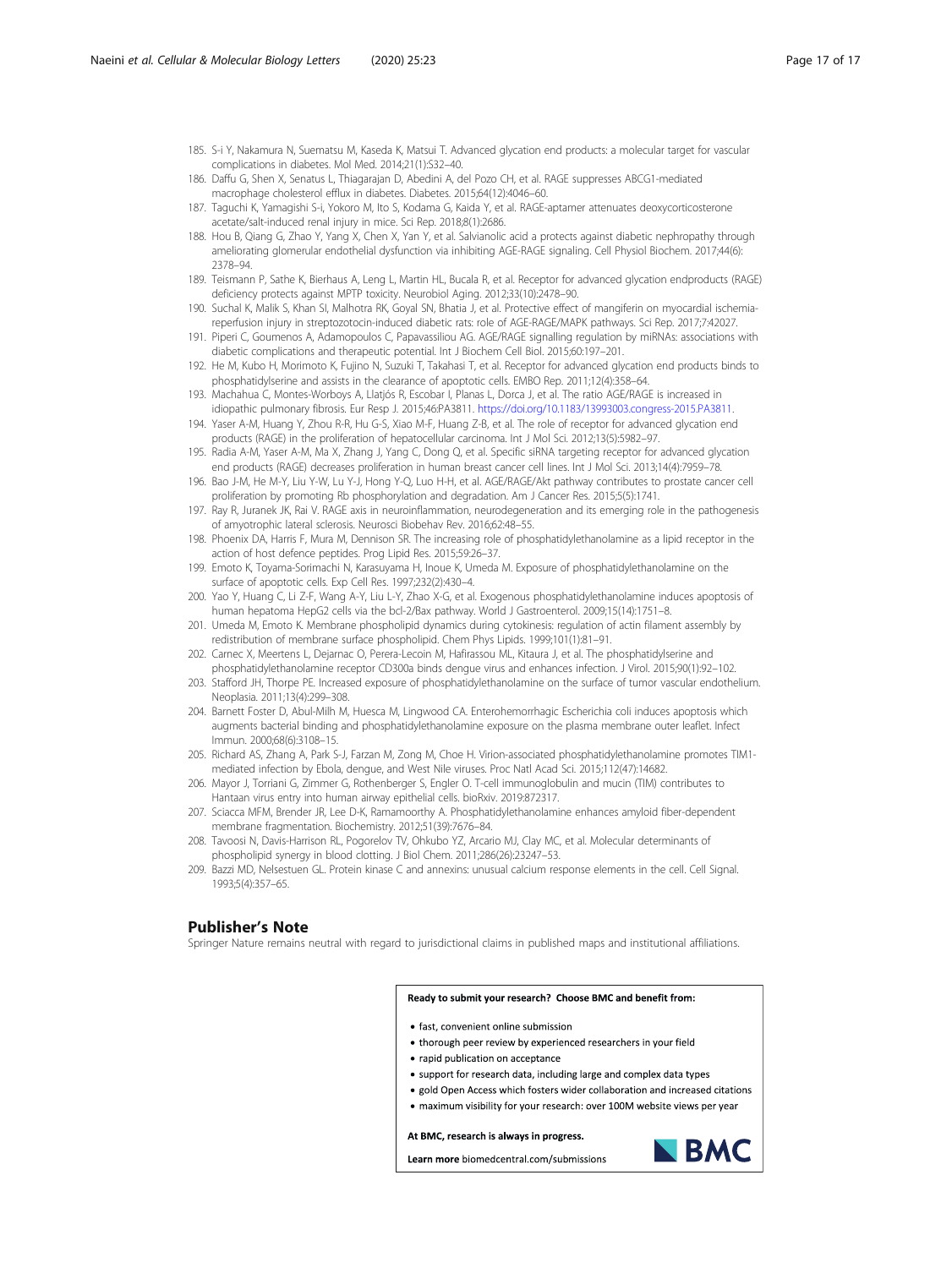185. S-i Y, Nakamura N, Suematsu M, Kaseda K, Matsui T. Advanced glycation end products: a molecular target for vascular complications in diabetes. Mol Med. 2014;21(1):S32–40.
186. Daffu G, Shen X, Senatus L, Thiagarajan D, Abedini A, del Pozo CH, et al. RAGE suppresses ABCG1-mediated macrophage cholesterol efflux in diabetes. Diabetes. 2015;64(12):4046–60.
187. Taguchi K, Yamagishi S-i, Yokoro M, Ito S, Kodama G, Kaida Y, et al. RAGE-aptamer attenuates deoxycorticosterone acetate/salt-induced renal injury in mice. Sci Rep. 2018;8(1):2686.
188. Hou B, Qiang G, Zhao Y, Yang X, Chen X, Yan Y, et al. Salvianolic acid a protects against diabetic nephropathy through ameliorating glomerular endothelial dysfunction via inhibiting AGE-RAGE signaling. Cell Physiol Biochem. 2017;44(6): 2378–94.
189. Teismann P, Sathe K, Bierhaus A, Leng L, Martin HL, Bucala R, et al. Receptor for advanced glycation endproducts (RAGE) deficiency protects against MPTP toxicity. Neurobiol Aging. 2012;33(10):2478–90.
190. Suchal K, Malik S, Khan SI, Malhotra RK, Goyal SN, Bhatia J, et al. Protective effect of mangiferin on myocardial ischemia-reperfusion injury in streptozotocin-induced diabetic rats: role of AGE-RAGE/MAPK pathways. Sci Rep. 2017;7:42027.
191. Piperi C, Goumenos A, Adamopoulos C, Papavassiliou AG. AGE/RAGE signalling regulation by miRNAs: associations with diabetic complications and therapeutic potential. Int J Biochem Cell Biol. 2015;60:197–201.
192. He M, Kubo H, Morimoto K, Fujino N, Suzuki T, Takahasi T, et al. Receptor for advanced glycation end products binds to phosphatidylserine and assists in the clearance of apoptotic cells. EMBO Rep. 2011;12(4):358–64.
193. Machahua C, Montes-Worboys A, Llatjós R, Escobar I, Planas L, Dorca J, et al. The ratio AGE/RAGE is increased in idiopathic pulmonary fibrosis. Eur Resp J. 2015;46:PA3811. https://doi.org/10.1183/13993003.congress-2015.PA3811.
194. Yaser A-M, Huang Y, Zhou R-R, Hu G-S, Xiao M-F, Huang Z-B, et al. The role of receptor for advanced glycation end products (RAGE) in the proliferation of hepatocellular carcinoma. Int J Mol Sci. 2012;13(5):5982–97.
195. Radia A-M, Yaser A-M, Ma X, Zhang J, Yang C, Dong Q, et al. Specific siRNA targeting receptor for advanced glycation end products (RAGE) decreases proliferation in human breast cancer cell lines. Int J Mol Sci. 2013;14(4):7959–78.
196. Bao J-M, He M-Y, Liu Y-W, Lu Y-J, Hong Y-Q, Luo H-H, et al. AGE/RAGE/Akt pathway contributes to prostate cancer cell proliferation by promoting Rb phosphorylation and degradation. Am J Cancer Res. 2015;5(5):1741.
197. Ray R, Juranek JK, Rai V. RAGE axis in neuroinflammation, neurodegeneration and its emerging role in the pathogenesis of amyotrophic lateral sclerosis. Neurosci Biobehav Rev. 2016;62:48–55.
198. Phoenix DA, Harris F, Mura M, Dennison SR. The increasing role of phosphatidylethanolamine as a lipid receptor in the action of host defence peptides. Prog Lipid Res. 2015;59:26–37.
199. Emoto K, Toyama-Sorimachi N, Karasuyama H, Inoue K, Umeda M. Exposure of phosphatidylethanolamine on the surface of apoptotic cells. Exp Cell Res. 1997;232(2):430–4.
200. Yao Y, Huang C, Li Z-F, Wang A-Y, Liu L-Y, Zhao X-G, et al. Exogenous phosphatidylethanolamine induces apoptosis of human hepatoma HepG2 cells via the bcl-2/Bax pathway. World J Gastroenterol. 2009;15(14):1751–8.
201. Umeda M, Emoto K. Membrane phospholipid dynamics during cytokinesis: regulation of actin filament assembly by redistribution of membrane surface phospholipid. Chem Phys Lipids. 1999;101(1):81–91.
202. Carnec X, Meertens L, Dejarnac O, Perera-Lecoin M, Hafirassou ML, Kitaura J, et al. The phosphatidylserine and phosphatidylethanolamine receptor CD300a binds dengue virus and enhances infection. J Virol. 2015;90(1):92–102.
203. Stafford JH, Thorpe PE. Increased exposure of phosphatidylethanolamine on the surface of tumor vascular endothelium. Neoplasia. 2011;13(4):299–308.
204. Barnett Foster D, Abul-Milh M, Huesca M, Lingwood CA. Enterohemorrhagic Escherichia coli induces apoptosis which augments bacterial binding and phosphatidylethanolamine exposure on the plasma membrane outer leaflet. Infect Immun. 2000;68(6):3108–15.
205. Richard AS, Zhang A, Park S-J, Farzan M, Zong M, Choe H. Virion-associated phosphatidylethanolamine promotes TIM1-mediated infection by Ebola, dengue, and West Nile viruses. Proc Natl Acad Sci. 2015;112(47):14682.
206. Mayor J, Torriani G, Zimmer G, Rothenberger S, Engler O. T-cell immunoglobulin and mucin (TIM) contributes to Hantaan virus entry into human airway epithelial cells. bioRxiv. 2019:872317.
207. Sciacca MFM, Brender JR, Lee D-K, Ramamoorthy A. Phosphatidylethanolamine enhances amyloid fiber-dependent membrane fragmentation. Biochemistry. 2012;51(39):7676–84.
208. Tavoosi N, Davis-Harrison RL, Pogorelov TV, Ohkubo YZ, Arcario MJ, Clay MC, et al. Molecular determinants of phospholipid synergy in blood clotting. J Biol Chem. 2011;286(26):23247–53.
209. Bazzi MD, Nelsestuen GL. Protein kinase C and annexins: unusual calcium response elements in the cell. Cell Signal. 1993;5(4):357–65.

## Publisher's Note

Springer Nature remains neutral with regard to jurisdictional claims in published maps and institutional affiliations.

**Ready to submit your research? Choose BMC and benefit from:**

- fast, convenient online submission
- thorough peer review by experienced researchers in your field
- rapid publication on acceptance
- support for research data, including large and complex data types
- gold Open Access which fosters wider collaboration and increased citations
- maximum visibility for your research: over 100M website views per year

**At BMC, research is always in progress.**

**Learn more** biomedcentral.com/submissions

BMC